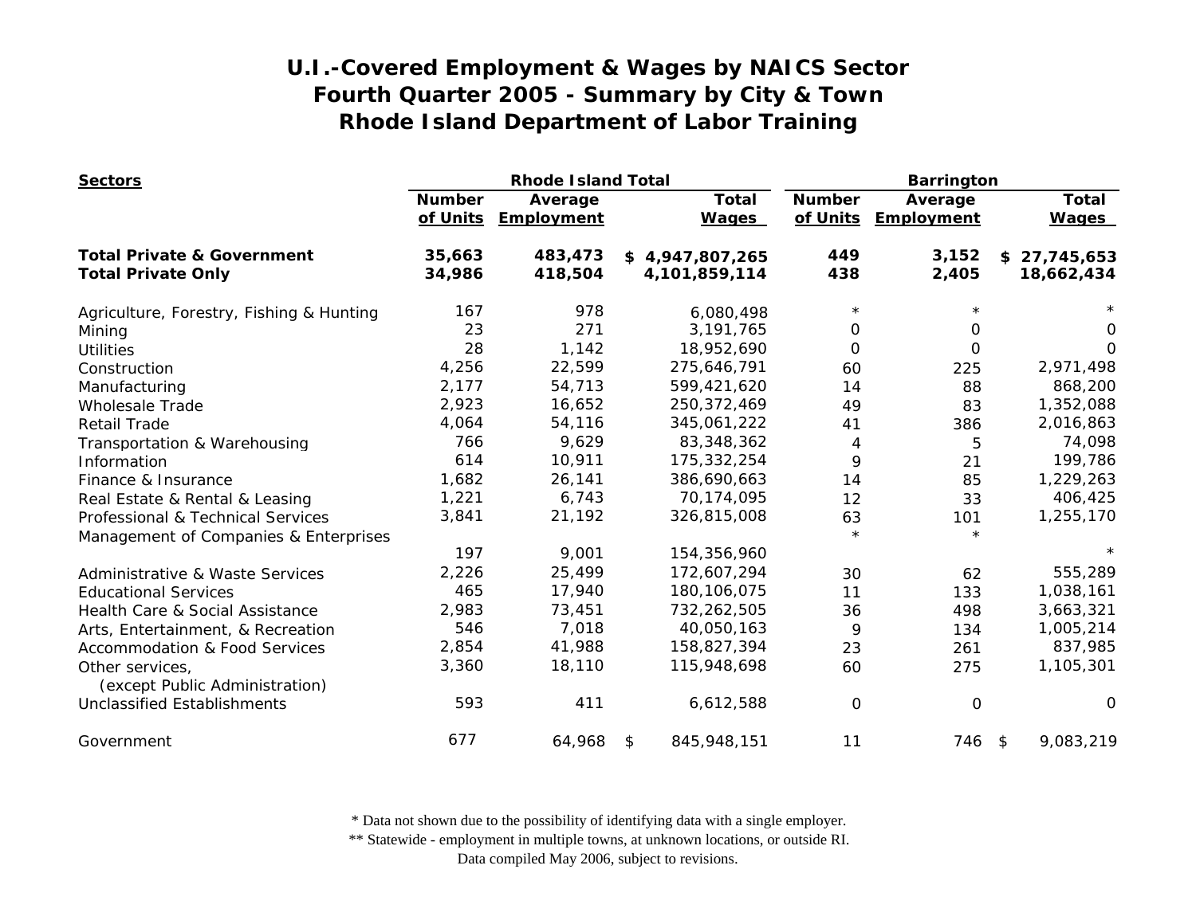# U.I.-Covered Employment & Wages by NAICS Sector
## Fourth Quarter 2005 - Summary by City & Town
## Rhode Island Department of Labor Training

| Sectors | Rhode Island Total | | | Barrington | | |
|---|---|---|---|---|---|---|
| | Number of Units | Average Employment | Total Wages | Number of Units | Average Employment | Total Wages |
| **Total Private & Government** | **35,663** | **483,473** | **$ 4,947,807,265** | **449** | **3,152** | **$ 27,745,653** |
| **Total Private Only** | **34,986** | **418,504** | **4,101,859,114** | **438** | **2,405** | **18,662,434** |
| Agriculture, Forestry, Fishing & Hunting | 167 | 978 | 6,080,498 | * | * | * |
| Mining | 23 | 271 | 3,191,765 | 0 | 0 | 0 |
| Utilities | 28 | 1,142 | 18,952,690 | 0 | 0 | 0 |
| Construction | 4,256 | 22,599 | 275,646,791 | 60 | 225 | 2,971,498 |
| Manufacturing | 2,177 | 54,713 | 599,421,620 | 14 | 88 | 868,200 |
| Wholesale Trade | 2,923 | 16,652 | 250,372,469 | 49 | 83 | 1,352,088 |
| Retail Trade | 4,064 | 54,116 | 345,061,222 | 41 | 386 | 2,016,863 |
| Transportation & Warehousing | 766 | 9,629 | 83,348,362 | 4 | 5 | 74,098 |
| Information | 614 | 10,911 | 175,332,254 | 9 | 21 | 199,786 |
| Finance & Insurance | 1,682 | 26,141 | 386,690,663 | 14 | 85 | 1,229,263 |
| Real Estate & Rental & Leasing | 1,221 | 6,743 | 70,174,095 | 12 | 33 | 406,425 |
| Professional & Technical Services | 3,841 | 21,192 | 326,815,008 | 63 | 101 | 1,255,170 |
| Management of Companies & Enterprises | 197 | 9,001 | 154,356,960 | * | * | * |
| Administrative & Waste Services | 2,226 | 25,499 | 172,607,294 | 30 | 62 | 555,289 |
| Educational Services | 465 | 17,940 | 180,106,075 | 11 | 133 | 1,038,161 |
| Health Care & Social Assistance | 2,983 | 73,451 | 732,262,505 | 36 | 498 | 3,663,321 |
| Arts, Entertainment, & Recreation | 546 | 7,018 | 40,050,163 | 9 | 134 | 1,005,214 |
| Accommodation & Food Services | 2,854 | 41,988 | 158,827,394 | 23 | 261 | 837,985 |
| Other services, (except Public Administration) | 3,360 | 18,110 | 115,948,698 | 60 | 275 | 1,105,301 |
| Unclassified Establishments | 593 | 411 | 6,612,588 | 0 | 0 | 0 |
| Government | 677 | 64,968 | $ 845,948,151 | 11 | 746 | $ 9,083,219 |

* Data not shown due to the possibility of identifying data with a single employer.

** Statewide - employment in multiple towns, at unknown locations, or outside RI.

Data compiled May 2006, subject to revisions.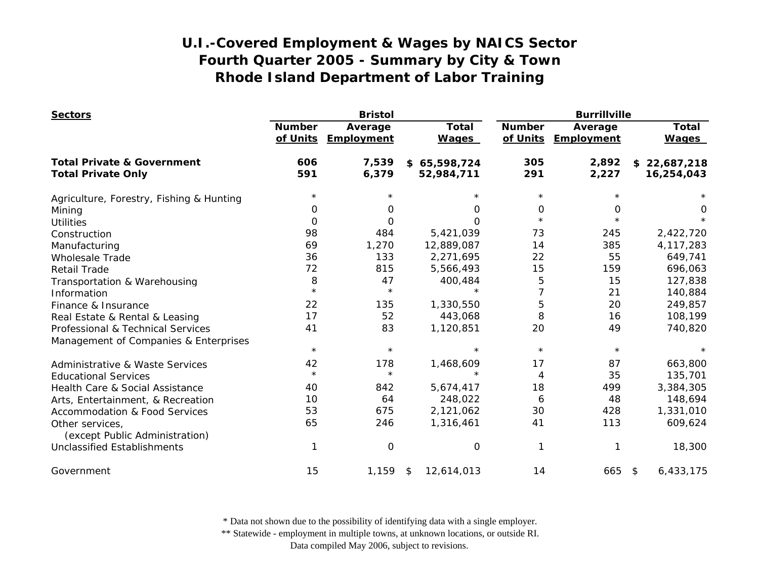# U.I.-Covered Employment & Wages by NAICS Sector
## Fourth Quarter 2005 - Summary by City & Town
## Rhode Island Department of Labor Training

| Sectors | Bristol | | | Burrillville | | |
|---|---|---|---|---|---|---|
| | Number of Units | Average Employment | Total Wages | Number of Units | Average Employment | Total Wages |
| **Total Private & Government** | **606** | **7,539** | **$ 65,598,724** | **305** | **2,892** | **$ 22,687,218** |
| **Total Private Only** | **591** | **6,379** | **52,984,711** | **291** | **2,227** | **16,254,043** |
| Agriculture, Forestry, Fishing & Hunting | * | * | * | * | * | * |
| Mining | 0 | 0 | 0 | 0 | 0 | 0 |
| Utilities | 0 | 0 | 0 | * | * | * |
| Construction | 98 | 484 | 5,421,039 | 73 | 245 | 2,422,720 |
| Manufacturing | 69 | 1,270 | 12,889,087 | 14 | 385 | 4,117,283 |
| Wholesale Trade | 36 | 133 | 2,271,695 | 22 | 55 | 649,741 |
| Retail Trade | 72 | 815 | 5,566,493 | 15 | 159 | 696,063 |
| Transportation & Warehousing | 8 | 47 | 400,484 | 5 | 15 | 127,838 |
| Information | * | * | * | 7 | 21 | 140,884 |
| Finance & Insurance | 22 | 135 | 1,330,550 | 5 | 20 | 249,857 |
| Real Estate & Rental & Leasing | 17 | 52 | 443,068 | 8 | 16 | 108,199 |
| Professional & Technical Services | 41 | 83 | 1,120,851 | 20 | 49 | 740,820 |
| Management of Companies & Enterprises | * | * | * | * | * | * |
| Administrative & Waste Services | 42 | 178 | 1,468,609 | 17 | 87 | 663,800 |
| Educational Services | * | * | * | 4 | 35 | 135,701 |
| Health Care & Social Assistance | 40 | 842 | 5,674,417 | 18 | 499 | 3,384,305 |
| Arts, Entertainment, & Recreation | 10 | 64 | 248,022 | 6 | 48 | 148,694 |
| Accommodation & Food Services | 53 | 675 | 2,121,062 | 30 | 428 | 1,331,010 |
| Other services, (except Public Administration) | 65 | 246 | 1,316,461 | 41 | 113 | 609,624 |
| Unclassified Establishments | 1 | 0 | 0 | 1 | 1 | 18,300 |
| Government | 15 | 1,159 | $ 12,614,013 | 14 | 665 | $ 6,433,175 |

\* Data not shown due to the possibility of identifying data with a single employer.
\*\* Statewide - employment in multiple towns, at unknown locations, or outside RI.
Data compiled May 2006, subject to revisions.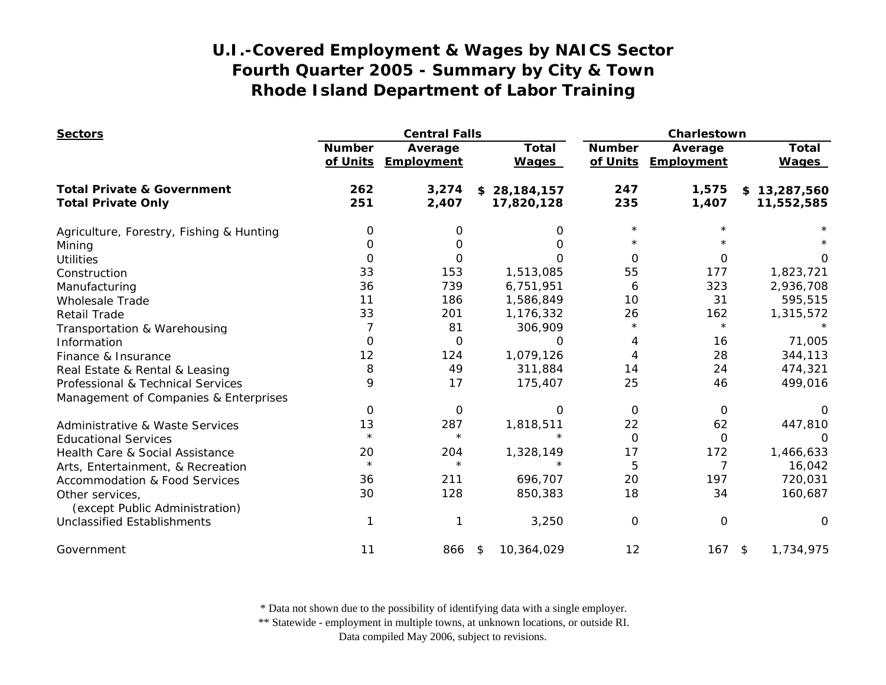# U.I.-Covered Employment & Wages by NAICS Sector
# Fourth Quarter 2005 - Summary by City & Town
# Rhode Island Department of Labor Training

| Sectors | Central Falls | | | Charlestown | | |
|---|---|---|---|---|---|---|
| | Number of Units | Average Employment | Total Wages | Number of Units | Average Employment | Total Wages |
| **Total Private & Government** | **262** | **3,274** | **$ 28,184,157** | **247** | **1,575** | **$ 13,287,560** |
| **Total Private Only** | **251** | **2,407** | **17,820,128** | **235** | **1,407** | **11,552,585** |
| Agriculture, Forestry, Fishing & Hunting | 0 | 0 | 0 | * | * | * |
| Mining | 0 | 0 | 0 | * | * | * |
| Utilities | 0 | 0 | 0 | 0 | 0 | 0 |
| Construction | 33 | 153 | 1,513,085 | 55 | 177 | 1,823,721 |
| Manufacturing | 36 | 739 | 6,751,951 | 6 | 323 | 2,936,708 |
| Wholesale Trade | 11 | 186 | 1,586,849 | 10 | 31 | 595,515 |
| Retail Trade | 33 | 201 | 1,176,332 | 26 | 162 | 1,315,572 |
| Transportation & Warehousing | 7 | 81 | 306,909 | * | * | * |
| Information | 0 | 0 | 0 | 4 | 16 | 71,005 |
| Finance & Insurance | 12 | 124 | 1,079,126 | 4 | 28 | 344,113 |
| Real Estate & Rental & Leasing | 8 | 49 | 311,884 | 14 | 24 | 474,321 |
| Professional & Technical Services | 9 | 17 | 175,407 | 25 | 46 | 499,016 |
| Management of Companies & Enterprises | 0 | 0 | 0 | 0 | 0 | 0 |
| Administrative & Waste Services | 13 | 287 | 1,818,511 | 22 | 62 | 447,810 |
| Educational Services | * | * | * | 0 | 0 | 0 |
| Health Care & Social Assistance | 20 | 204 | 1,328,149 | 17 | 172 | 1,466,633 |
| Arts, Entertainment, & Recreation | * | * | * | 5 | 7 | 16,042 |
| Accommodation & Food Services | 36 | 211 | 696,707 | 20 | 197 | 720,031 |
| Other services, (except Public Administration) | 30 | 128 | 850,383 | 18 | 34 | 160,687 |
| Unclassified Establishments | 1 | 1 | 3,250 | 0 | 0 | 0 |
| Government | 11 | 866 | $ 10,364,029 | 12 | 167 | $ 1,734,975 |

\* Data not shown due to the possibility of identifying data with a single employer.
\*\* Statewide - employment in multiple towns, at unknown locations, or outside RI.
Data compiled May 2006, subject to revisions.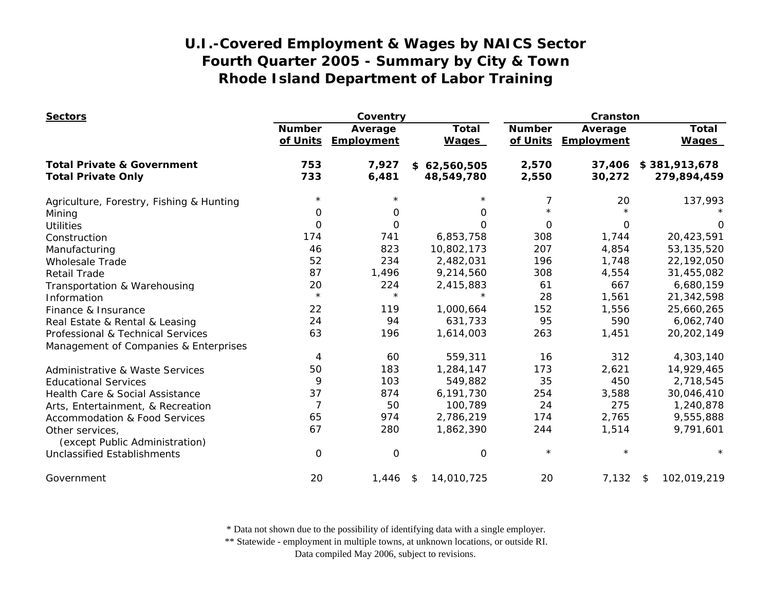# U.I.-Covered Employment & Wages by NAICS Sector
## Fourth Quarter 2005 - Summary by City & Town
## Rhode Island Department of Labor Training

| Sectors | Coventry | | | Cranston | | |
|---|---|---|---|---|---|---|
| | Number of Units | Average Employment | Total Wages | Number of Units | Average Employment | Total Wages |
| **Total Private & Government** | **753** | **7,927** | **$ 62,560,505** | **2,570** | **37,406** | **$ 381,913,678** |
| **Total Private Only** | **733** | **6,481** | **48,549,780** | **2,550** | **30,272** | **279,894,459** |
| Agriculture, Forestry, Fishing & Hunting | * | * | * | 7 | 20 | 137,993 |
| Mining | 0 | 0 | 0 | * | * | * |
| Utilities | 0 | 0 | 0 | 0 | 0 | 0 |
| Construction | 174 | 741 | 6,853,758 | 308 | 1,744 | 20,423,591 |
| Manufacturing | 46 | 823 | 10,802,173 | 207 | 4,854 | 53,135,520 |
| Wholesale Trade | 52 | 234 | 2,482,031 | 196 | 1,748 | 22,192,050 |
| Retail Trade | 87 | 1,496 | 9,214,560 | 308 | 4,554 | 31,455,082 |
| Transportation & Warehousing | 20 | 224 | 2,415,883 | 61 | 667 | 6,680,159 |
| Information | * | * | * | 28 | 1,561 | 21,342,598 |
| Finance & Insurance | 22 | 119 | 1,000,664 | 152 | 1,556 | 25,660,265 |
| Real Estate & Rental & Leasing | 24 | 94 | 631,733 | 95 | 590 | 6,062,740 |
| Professional & Technical Services | 63 | 196 | 1,614,003 | 263 | 1,451 | 20,202,149 |
| Management of Companies & Enterprises | 4 | 60 | 559,311 | 16 | 312 | 4,303,140 |
| Administrative & Waste Services | 50 | 183 | 1,284,147 | 173 | 2,621 | 14,929,465 |
| Educational Services | 9 | 103 | 549,882 | 35 | 450 | 2,718,545 |
| Health Care & Social Assistance | 37 | 874 | 6,191,730 | 254 | 3,588 | 30,046,410 |
| Arts, Entertainment, & Recreation | 7 | 50 | 100,789 | 24 | 275 | 1,240,878 |
| Accommodation & Food Services | 65 | 974 | 2,786,219 | 174 | 2,765 | 9,555,888 |
| Other services, (except Public Administration) | 67 | 280 | 1,862,390 | 244 | 1,514 | 9,791,601 |
| Unclassified Establishments | 0 | 0 | 0 | * | * | * |
| Government | 20 | 1,446 | $ 14,010,725 | 20 | 7,132 | $ 102,019,219 |

\* Data not shown due to the possibility of identifying data with a single employer.
\*\* Statewide - employment in multiple towns, at unknown locations, or outside RI.
Data compiled May 2006, subject to revisions.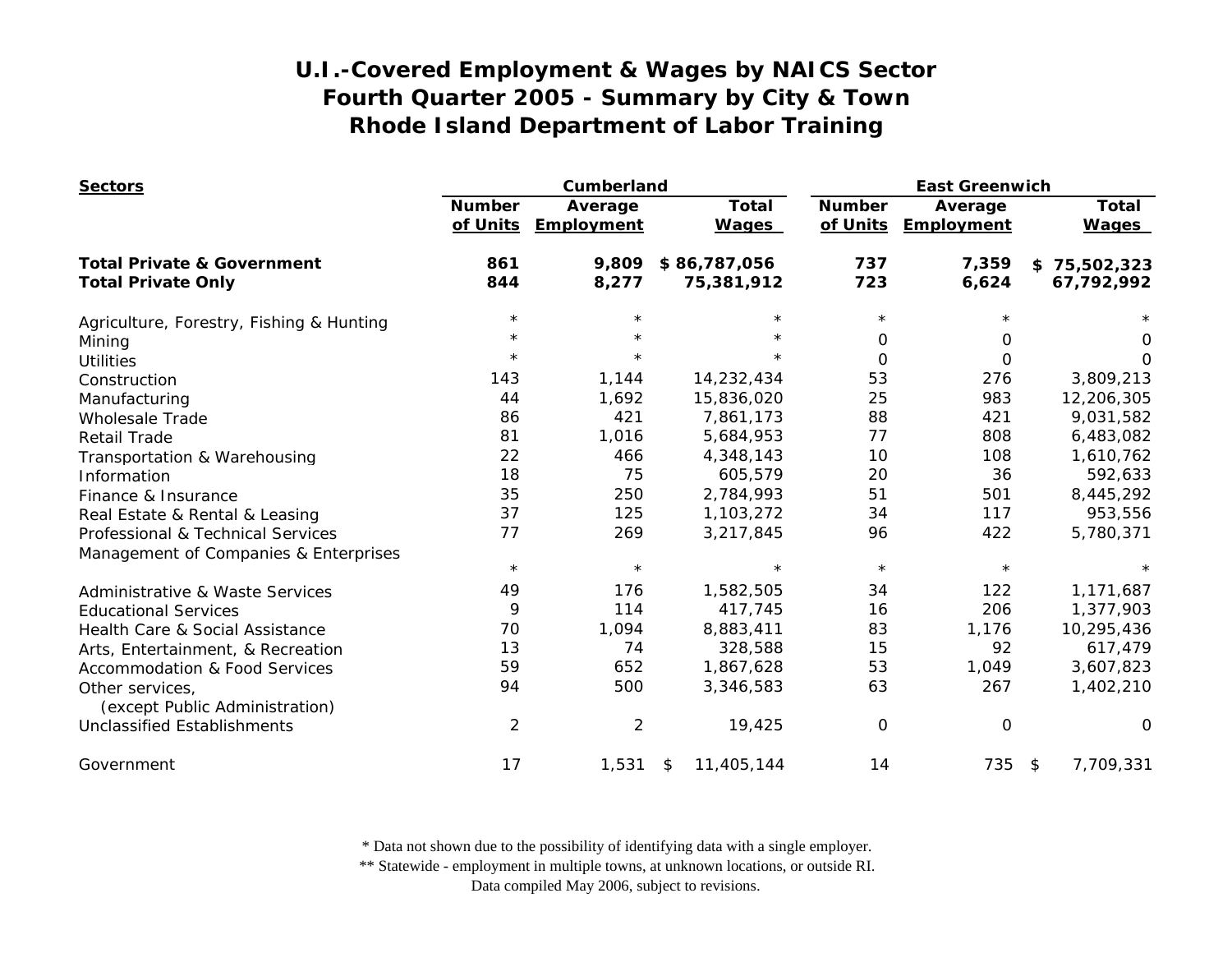# U.I.-Covered Employment & Wages by NAICS Sector
## Fourth Quarter 2005 - Summary by City & Town
## Rhode Island Department of Labor Training

| Sectors | Cumberland | | | East Greenwich | | |
|---|---|---|---|---|---|---|
| | Number of Units | Average Employment | Total Wages | Number of Units | Average Employment | Total Wages |
| **Total Private & Government** | **861** | **9,809** | **$ 86,787,056** | **737** | **7,359** | **$ 75,502,323** |
| **Total Private Only** | **844** | **8,277** | **75,381,912** | **723** | **6,624** | **67,792,992** |
| Agriculture, Forestry, Fishing & Hunting | * | * | * | * | * | * |
| Mining | * | * | * | 0 | 0 | 0 |
| Utilities | * | * | * | 0 | 0 | 0 |
| Construction | 143 | 1,144 | 14,232,434 | 53 | 276 | 3,809,213 |
| Manufacturing | 44 | 1,692 | 15,836,020 | 25 | 983 | 12,206,305 |
| Wholesale Trade | 86 | 421 | 7,861,173 | 88 | 421 | 9,031,582 |
| Retail Trade | 81 | 1,016 | 5,684,953 | 77 | 808 | 6,483,082 |
| Transportation & Warehousing | 22 | 466 | 4,348,143 | 10 | 108 | 1,610,762 |
| Information | 18 | 75 | 605,579 | 20 | 36 | 592,633 |
| Finance & Insurance | 35 | 250 | 2,784,993 | 51 | 501 | 8,445,292 |
| Real Estate & Rental & Leasing | 37 | 125 | 1,103,272 | 34 | 117 | 953,556 |
| Professional & Technical Services | 77 | 269 | 3,217,845 | 96 | 422 | 5,780,371 |
| Management of Companies & Enterprises | * | * | * | * | * | * |
| Administrative & Waste Services | 49 | 176 | 1,582,505 | 34 | 122 | 1,171,687 |
| Educational Services | 9 | 114 | 417,745 | 16 | 206 | 1,377,903 |
| Health Care & Social Assistance | 70 | 1,094 | 8,883,411 | 83 | 1,176 | 10,295,436 |
| Arts, Entertainment, & Recreation | 13 | 74 | 328,588 | 15 | 92 | 617,479 |
| Accommodation & Food Services | 59 | 652 | 1,867,628 | 53 | 1,049 | 3,607,823 |
| Other services, (except Public Administration) | 94 | 500 | 3,346,583 | 63 | 267 | 1,402,210 |
| Unclassified Establishments | 2 | 2 | 19,425 | 0 | 0 | 0 |
| Government | 17 | 1,531 | $ 11,405,144 | 14 | 735 | $ 7,709,331 |

\* Data not shown due to the possibility of identifying data with a single employer.

\** Statewide - employment in multiple towns, at unknown locations, or outside RI.

Data compiled May 2006, subject to revisions.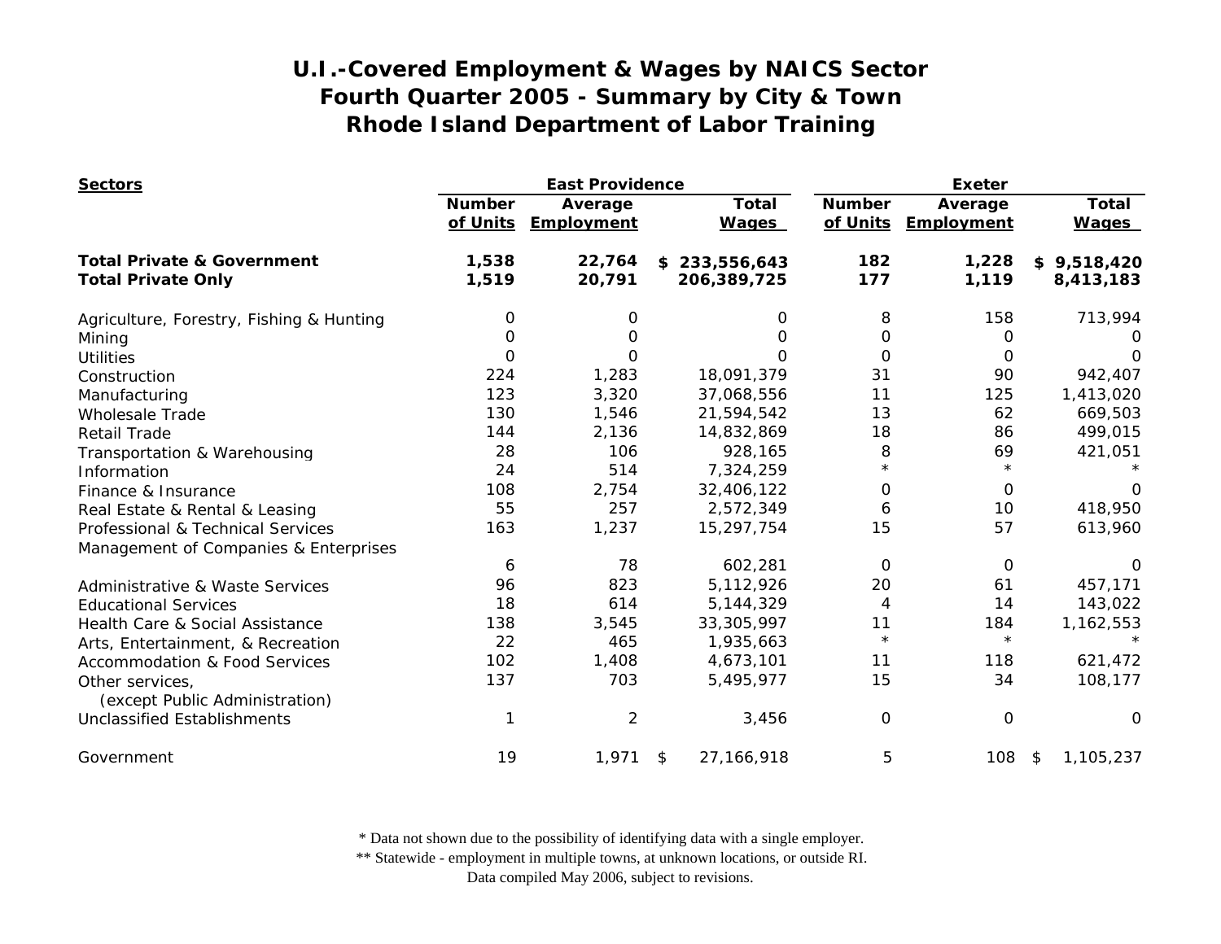# U.I.-Covered Employment & Wages by NAICS Sector
# Fourth Quarter 2005 - Summary by City & Town
# Rhode Island Department of Labor Training

| Sectors | East Providence | | | Exeter | | |
|---|---|---|---|---|---|---|
| | Number of Units | Average Employment | Total Wages | Number of Units | Average Employment | Total Wages |
| **Total Private & Government** | **1,538** | **22,764** | **$ 233,556,643** | **182** | **1,228** | **$ 9,518,420** |
| **Total Private Only** | **1,519** | **20,791** | **206,389,725** | **177** | **1,119** | **8,413,183** |
| Agriculture, Forestry, Fishing & Hunting | 0 | 0 | 0 | 8 | 158 | 713,994 |
| Mining | 0 | 0 | 0 | 0 | 0 | 0 |
| Utilities | 0 | 0 | 0 | 0 | 0 | 0 |
| Construction | 224 | 1,283 | 18,091,379 | 31 | 90 | 942,407 |
| Manufacturing | 123 | 3,320 | 37,068,556 | 11 | 125 | 1,413,020 |
| Wholesale Trade | 130 | 1,546 | 21,594,542 | 13 | 62 | 669,503 |
| Retail Trade | 144 | 2,136 | 14,832,869 | 18 | 86 | 499,015 |
| Transportation & Warehousing | 28 | 106 | 928,165 | 8 | 69 | 421,051 |
| Information | 24 | 514 | 7,324,259 | * | * | * |
| Finance & Insurance | 108 | 2,754 | 32,406,122 | 0 | 0 | 0 |
| Real Estate & Rental & Leasing | 55 | 257 | 2,572,349 | 6 | 10 | 418,950 |
| Professional & Technical Services | 163 | 1,237 | 15,297,754 | 15 | 57 | 613,960 |
| Management of Companies & Enterprises | 6 | 78 | 602,281 | 0 | 0 | 0 |
| Administrative & Waste Services | 96 | 823 | 5,112,926 | 20 | 61 | 457,171 |
| Educational Services | 18 | 614 | 5,144,329 | 4 | 14 | 143,022 |
| Health Care & Social Assistance | 138 | 3,545 | 33,305,997 | 11 | 184 | 1,162,553 |
| Arts, Entertainment, & Recreation | 22 | 465 | 1,935,663 | * | * | * |
| Accommodation & Food Services | 102 | 1,408 | 4,673,101 | 11 | 118 | 621,472 |
| Other services, (except Public Administration) | 137 | 703 | 5,495,977 | 15 | 34 | 108,177 |
| Unclassified Establishments | 1 | 2 | 3,456 | 0 | 0 | 0 |
| Government | 19 | 1,971 | $ 27,166,918 | 5 | 108 | $ 1,105,237 |

\* Data not shown due to the possibility of identifying data with a single employer.
\** Statewide - employment in multiple towns, at unknown locations, or outside RI.
Data compiled May 2006, subject to revisions.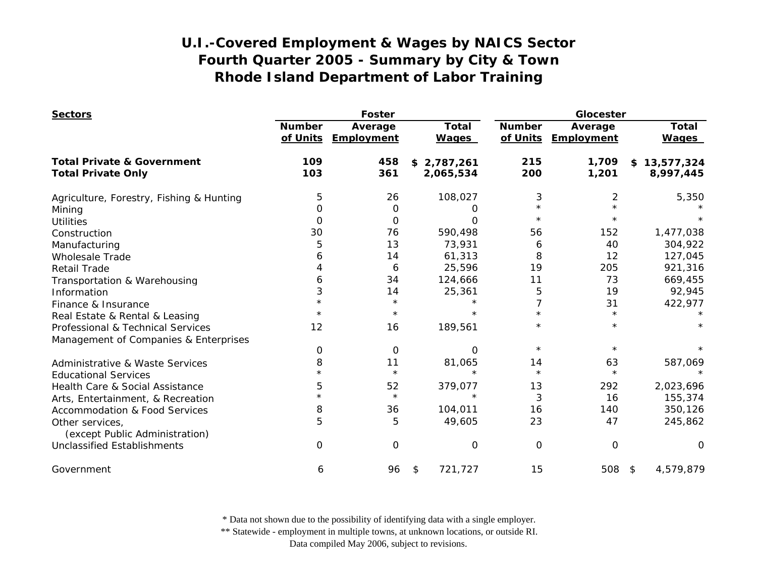# U.I.-Covered Employment & Wages by NAICS Sector
# Fourth Quarter 2005 - Summary by City & Town
# Rhode Island Department of Labor Training

| Sectors | Foster | | | Glocester | | |
|---|---|---|---|---|---|---|
| | Number of Units | Average Employment | Total Wages | Number of Units | Average Employment | Total Wages |
| **Total Private & Government** | **109** | **458** | **$ 2,787,261** | **215** | **1,709** | **$ 13,577,324** |
| **Total Private Only** | **103** | **361** | **2,065,534** | **200** | **1,201** | **8,997,445** |
| Agriculture, Forestry, Fishing & Hunting | 5 | 26 | 108,027 | 3 | 2 | 5,350 |
| Mining | 0 | 0 | 0 | * | * | * |
| Utilities | 0 | 0 | 0 | * | * | * |
| Construction | 30 | 76 | 590,498 | 56 | 152 | 1,477,038 |
| Manufacturing | 5 | 13 | 73,931 | 6 | 40 | 304,922 |
| Wholesale Trade | 6 | 14 | 61,313 | 8 | 12 | 127,045 |
| Retail Trade | 4 | 6 | 25,596 | 19 | 205 | 921,316 |
| Transportation & Warehousing | 6 | 34 | 124,666 | 11 | 73 | 669,455 |
| Information | 3 | 14 | 25,361 | 5 | 19 | 92,945 |
| Finance & Insurance | * | * | * | 7 | 31 | 422,977 |
| Real Estate & Rental & Leasing | * | * | * | * | * | * |
| Professional & Technical Services | 12 | 16 | 189,561 | * | * | * |
| Management of Companies & Enterprises | 0 | 0 | 0 | * | * | * |
| Administrative & Waste Services | 8 | 11 | 81,065 | 14 | 63 | 587,069 |
| Educational Services | * | * | * | * | * | * |
| Health Care & Social Assistance | 5 | 52 | 379,077 | 13 | 292 | 2,023,696 |
| Arts, Entertainment, & Recreation | * | * | * | 3 | 16 | 155,374 |
| Accommodation & Food Services | 8 | 36 | 104,011 | 16 | 140 | 350,126 |
| Other services, (except Public Administration) | 5 | 5 | 49,605 | 23 | 47 | 245,862 |
| Unclassified Establishments | 0 | 0 | 0 | 0 | 0 | 0 |
| Government | 6 | 96 | $ 721,727 | 15 | 508 | $ 4,579,879 |

\* Data not shown due to the possibility of identifying data with a single employer.
** Statewide - employment in multiple towns, at unknown locations, or outside RI.
Data compiled May 2006, subject to revisions.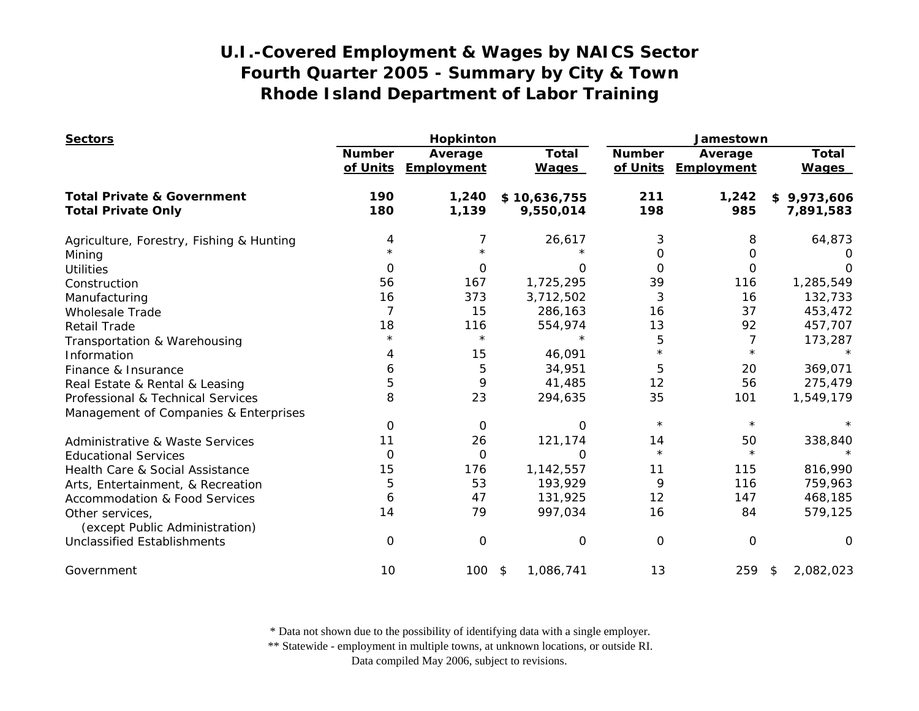# U.I.-Covered Employment & Wages by NAICS Sector
# Fourth Quarter 2005 - Summary by City & Town
# Rhode Island Department of Labor Training

| Sectors | Hopkinton | | | Jamestown | | |
|---|---|---|---|---|---|---|
| | Number of Units | Average Employment | Total Wages | Number of Units | Average Employment | Total Wages |
| **Total Private & Government** | **190** | **1,240** | **$ 10,636,755** | **211** | **1,242** | **$ 9,973,606** |
| **Total Private Only** | **180** | **1,139** | **9,550,014** | **198** | **985** | **7,891,583** |
| Agriculture, Forestry, Fishing & Hunting | 4 | 7 | 26,617 | 3 | 8 | 64,873 |
| Mining | * | * | * | 0 | 0 | 0 |
| Utilities | 0 | 0 | 0 | 0 | 0 | 0 |
| Construction | 56 | 167 | 1,725,295 | 39 | 116 | 1,285,549 |
| Manufacturing | 16 | 373 | 3,712,502 | 3 | 16 | 132,733 |
| Wholesale Trade | 7 | 15 | 286,163 | 16 | 37 | 453,472 |
| Retail Trade | 18 | 116 | 554,974 | 13 | 92 | 457,707 |
| Transportation & Warehousing | * | * | * | 5 | 7 | 173,287 |
| Information | 4 | 15 | 46,091 | * | * | * |
| Finance & Insurance | 6 | 5 | 34,951 | 5 | 20 | 369,071 |
| Real Estate & Rental & Leasing | 5 | 9 | 41,485 | 12 | 56 | 275,479 |
| Professional & Technical Services | 8 | 23 | 294,635 | 35 | 101 | 1,549,179 |
| Management of Companies & Enterprises | 0 | 0 | 0 | * | * | * |
| Administrative & Waste Services | 11 | 26 | 121,174 | 14 | 50 | 338,840 |
| Educational Services | 0 | 0 | 0 | * | * | * |
| Health Care & Social Assistance | 15 | 176 | 1,142,557 | 11 | 115 | 816,990 |
| Arts, Entertainment, & Recreation | 5 | 53 | 193,929 | 9 | 116 | 759,963 |
| Accommodation & Food Services | 6 | 47 | 131,925 | 12 | 147 | 468,185 |
| Other services, (except Public Administration) | 14 | 79 | 997,034 | 16 | 84 | 579,125 |
| Unclassified Establishments | 0 | 0 | 0 | 0 | 0 | 0 |
| Government | 10 | 100 | $ 1,086,741 | 13 | 259 | $ 2,082,023 |

* Data not shown due to the possibility of identifying data with a single employer.

** Statewide - employment in multiple towns, at unknown locations, or outside RI.

Data compiled May 2006, subject to revisions.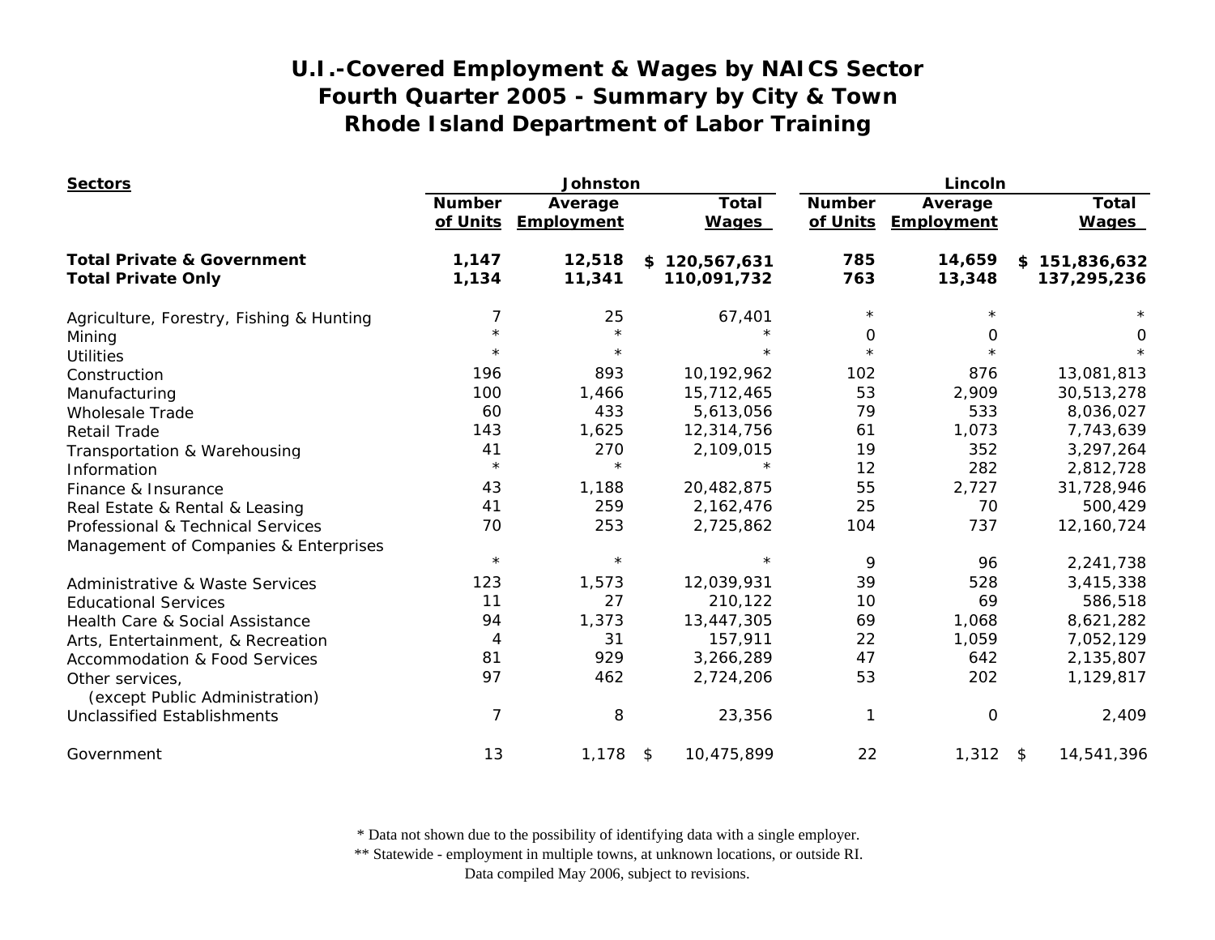# U.I.-Covered Employment & Wages by NAICS Sector
# Fourth Quarter 2005 - Summary by City & Town
# Rhode Island Department of Labor Training

| Sectors | Johnston | | | Lincoln | | |
|---|---|---|---|---|---|---|
| | Number of Units | Average Employment | Total Wages | Number of Units | Average Employment | Total Wages |
| **Total Private & Government** | **1,147** | **12,518** | **$ 120,567,631** | **785** | **14,659** | **$ 151,836,632** |
| **Total Private Only** | **1,134** | **11,341** | **110,091,732** | **763** | **13,348** | **137,295,236** |
| Agriculture, Forestry, Fishing & Hunting | 7 | 25 | 67,401 | * | * | * |
| Mining | * | * | * | 0 | 0 | 0 |
| Utilities | * | * | * | * | * | * |
| Construction | 196 | 893 | 10,192,962 | 102 | 876 | 13,081,813 |
| Manufacturing | 100 | 1,466 | 15,712,465 | 53 | 2,909 | 30,513,278 |
| Wholesale Trade | 60 | 433 | 5,613,056 | 79 | 533 | 8,036,027 |
| Retail Trade | 143 | 1,625 | 12,314,756 | 61 | 1,073 | 7,743,639 |
| Transportation & Warehousing | 41 | 270 | 2,109,015 | 19 | 352 | 3,297,264 |
| Information | * | * | * | 12 | 282 | 2,812,728 |
| Finance & Insurance | 43 | 1,188 | 20,482,875 | 55 | 2,727 | 31,728,946 |
| Real Estate & Rental & Leasing | 41 | 259 | 2,162,476 | 25 | 70 | 500,429 |
| Professional & Technical Services | 70 | 253 | 2,725,862 | 104 | 737 | 12,160,724 |
| Management of Companies & Enterprises | * | * | * | 9 | 96 | 2,241,738 |
| Administrative & Waste Services | 123 | 1,573 | 12,039,931 | 39 | 528 | 3,415,338 |
| Educational Services | 11 | 27 | 210,122 | 10 | 69 | 586,518 |
| Health Care & Social Assistance | 94 | 1,373 | 13,447,305 | 69 | 1,068 | 8,621,282 |
| Arts, Entertainment, & Recreation | 4 | 31 | 157,911 | 22 | 1,059 | 7,052,129 |
| Accommodation & Food Services | 81 | 929 | 3,266,289 | 47 | 642 | 2,135,807 |
| Other services, (except Public Administration) | 97 | 462 | 2,724,206 | 53 | 202 | 1,129,817 |
| Unclassified Establishments | 7 | 8 | 23,356 | 1 | 0 | 2,409 |
| Government | 13 | 1,178 | $ 10,475,899 | 22 | 1,312 | $ 14,541,396 |

\* Data not shown due to the possibility of identifying data with a single employer.
\** Statewide - employment in multiple towns, at unknown locations, or outside RI.
Data compiled May 2006, subject to revisions.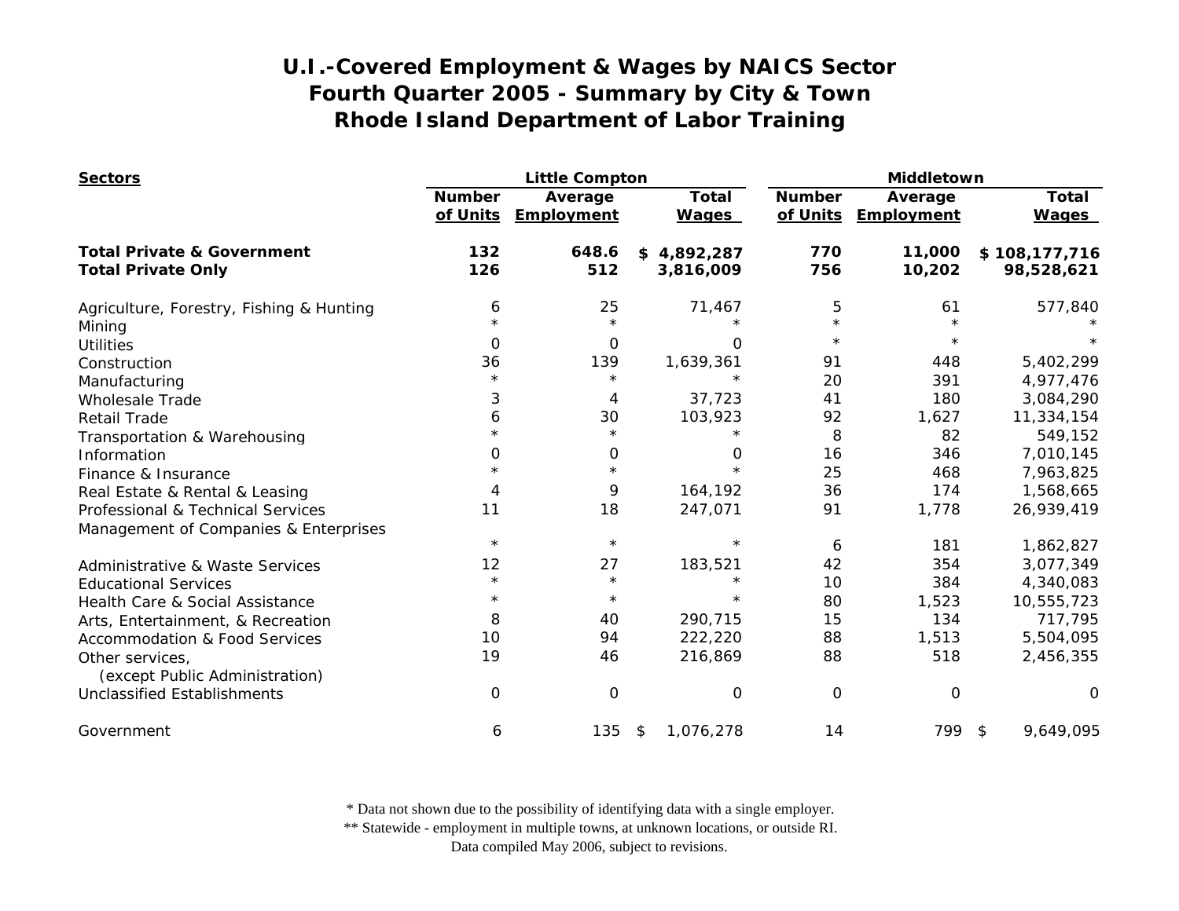# U.I.-Covered Employment & Wages by NAICS Sector
## Fourth Quarter 2005 - Summary by City & Town
## Rhode Island Department of Labor Training

| Sectors | Little Compton | | | Middletown | | |
|---|---|---|---|---|---|---|
| | Number of Units | Average Employment | Total Wages | Number of Units | Average Employment | Total Wages |
| **Total Private & Government** | **132** | **648.6** | **$ 4,892,287** | **770** | **11,000** | **$ 108,177,716** |
| **Total Private Only** | **126** | **512** | **3,816,009** | **756** | **10,202** | **98,528,621** |
| Agriculture, Forestry, Fishing & Hunting | 6 | 25 | 71,467 | 5 | 61 | 577,840 |
| Mining | * | * | * | * | * | * |
| Utilities | 0 | 0 | 0 | * | * | * |
| Construction | 36 | 139 | 1,639,361 | 91 | 448 | 5,402,299 |
| Manufacturing | * | * | * | 20 | 391 | 4,977,476 |
| Wholesale Trade | 3 | 4 | 37,723 | 41 | 180 | 3,084,290 |
| Retail Trade | 6 | 30 | 103,923 | 92 | 1,627 | 11,334,154 |
| Transportation & Warehousing | * | * | * | 8 | 82 | 549,152 |
| Information | 0 | 0 | 0 | 16 | 346 | 7,010,145 |
| Finance & Insurance | * | * | * | 25 | 468 | 7,963,825 |
| Real Estate & Rental & Leasing | 4 | 9 | 164,192 | 36 | 174 | 1,568,665 |
| Professional & Technical Services | 11 | 18 | 247,071 | 91 | 1,778 | 26,939,419 |
| Management of Companies & Enterprises | * | * | * | 6 | 181 | 1,862,827 |
| Administrative & Waste Services | 12 | 27 | 183,521 | 42 | 354 | 3,077,349 |
| Educational Services | * | * | * | 10 | 384 | 4,340,083 |
| Health Care & Social Assistance | * | * | * | 80 | 1,523 | 10,555,723 |
| Arts, Entertainment, & Recreation | 8 | 40 | 290,715 | 15 | 134 | 717,795 |
| Accommodation & Food Services | 10 | 94 | 222,220 | 88 | 1,513 | 5,504,095 |
| Other services, (except Public Administration) | 19 | 46 | 216,869 | 88 | 518 | 2,456,355 |
| Unclassified Establishments | 0 | 0 | 0 | 0 | 0 | 0 |
| Government | 6 | 135 | $ 1,076,278 | 14 | 799 | $ 9,649,095 |

* Data not shown due to the possibility of identifying data with a single employer.
** Statewide - employment in multiple towns, at unknown locations, or outside RI.
Data compiled May 2006, subject to revisions.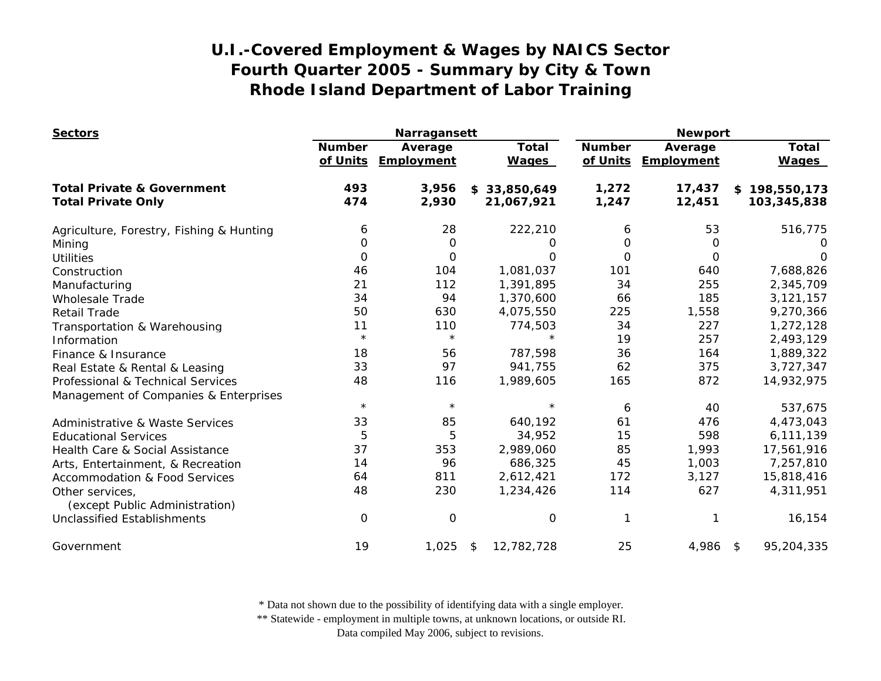# U.I.-Covered Employment & Wages by NAICS Sector
# Fourth Quarter 2005 - Summary by City & Town
# Rhode Island Department of Labor Training

| Sectors | Narragansett | | | Newport | | |
|---|---|---|---|---|---|---|
| | Number of Units | Average Employment | Total Wages | Number of Units | Average Employment | Total Wages |
| **Total Private & Government** | **493** | **3,956** | **$ 33,850,649** | **1,272** | **17,437** | **$ 198,550,173** |
| **Total Private Only** | **474** | **2,930** | **21,067,921** | **1,247** | **12,451** | **103,345,838** |
| Agriculture, Forestry, Fishing & Hunting | 6 | 28 | 222,210 | 6 | 53 | 516,775 |
| Mining | 0 | 0 | 0 | 0 | 0 | 0 |
| Utilities | 0 | 0 | 0 | 0 | 0 | 0 |
| Construction | 46 | 104 | 1,081,037 | 101 | 640 | 7,688,826 |
| Manufacturing | 21 | 112 | 1,391,895 | 34 | 255 | 2,345,709 |
| Wholesale Trade | 34 | 94 | 1,370,600 | 66 | 185 | 3,121,157 |
| Retail Trade | 50 | 630 | 4,075,550 | 225 | 1,558 | 9,270,366 |
| Transportation & Warehousing | 11 | 110 | 774,503 | 34 | 227 | 1,272,128 |
| Information | * | * | * | 19 | 257 | 2,493,129 |
| Finance & Insurance | 18 | 56 | 787,598 | 36 | 164 | 1,889,322 |
| Real Estate & Rental & Leasing | 33 | 97 | 941,755 | 62 | 375 | 3,727,347 |
| Professional & Technical Services | 48 | 116 | 1,989,605 | 165 | 872 | 14,932,975 |
| Management of Companies & Enterprises | * | * | * | 6 | 40 | 537,675 |
| Administrative & Waste Services | 33 | 85 | 640,192 | 61 | 476 | 4,473,043 |
| Educational Services | 5 | 5 | 34,952 | 15 | 598 | 6,111,139 |
| Health Care & Social Assistance | 37 | 353 | 2,989,060 | 85 | 1,993 | 17,561,916 |
| Arts, Entertainment, & Recreation | 14 | 96 | 686,325 | 45 | 1,003 | 7,257,810 |
| Accommodation & Food Services | 64 | 811 | 2,612,421 | 172 | 3,127 | 15,818,416 |
| Other services, (except Public Administration) | 48 | 230 | 1,234,426 | 114 | 627 | 4,311,951 |
| Unclassified Establishments | 0 | 0 | 0 | 1 | 1 | 16,154 |
| Government | 19 | 1,025 | $ 12,782,728 | 25 | 4,986 | $ 95,204,335 |

\* Data not shown due to the possibility of identifying data with a single employer.
\*\* Statewide - employment in multiple towns, at unknown locations, or outside RI.
Data compiled May 2006, subject to revisions.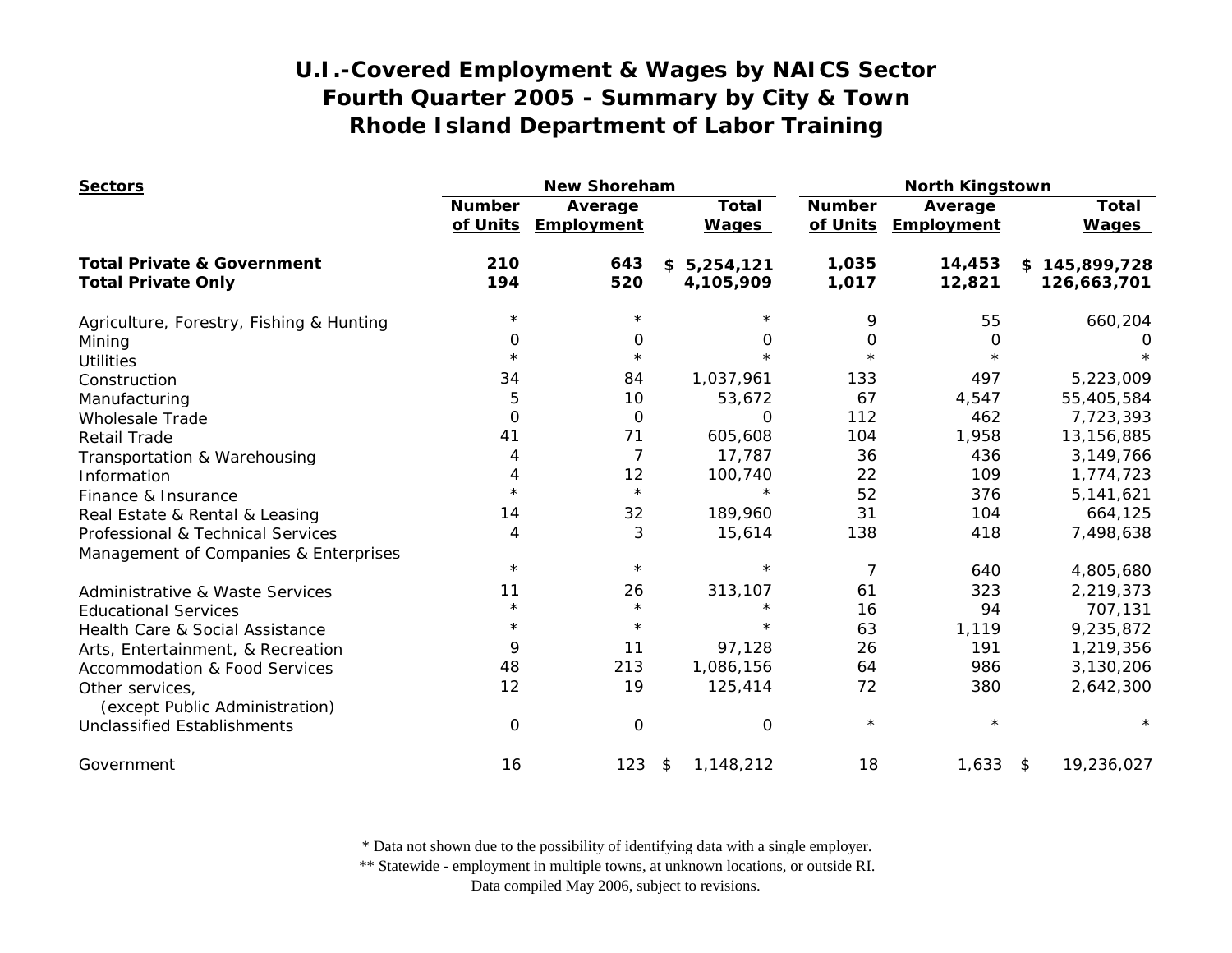# U.I.-Covered Employment & Wages by NAICS Sector
## Fourth Quarter 2005 - Summary by City & Town
## Rhode Island Department of Labor Training

| Sectors | New Shoreham | | | North Kingstown | | |
|---|---|---|---|---|---|---|
| | Number of Units | Average Employment | Total Wages | Number of Units | Average Employment | Total Wages |
| **Total Private & Government** | **210** | **643** | **$ 5,254,121** | **1,035** | **14,453** | **$ 145,899,728** |
| **Total Private Only** | **194** | **520** | **4,105,909** | **1,017** | **12,821** | **126,663,701** |
| Agriculture, Forestry, Fishing & Hunting | * | * | * | 9 | 55 | 660,204 |
| Mining | 0 | 0 | 0 | 0 | 0 | 0 |
| Utilities | * | * | * | * | * | * |
| Construction | 34 | 84 | 1,037,961 | 133 | 497 | 5,223,009 |
| Manufacturing | 5 | 10 | 53,672 | 67 | 4,547 | 55,405,584 |
| Wholesale Trade | 0 | 0 | 0 | 112 | 462 | 7,723,393 |
| Retail Trade | 41 | 71 | 605,608 | 104 | 1,958 | 13,156,885 |
| Transportation & Warehousing | 4 | 7 | 17,787 | 36 | 436 | 3,149,766 |
| Information | 4 | 12 | 100,740 | 22 | 109 | 1,774,723 |
| Finance & Insurance | * | * | * | 52 | 376 | 5,141,621 |
| Real Estate & Rental & Leasing | 14 | 32 | 189,960 | 31 | 104 | 664,125 |
| Professional & Technical Services | 4 | 3 | 15,614 | 138 | 418 | 7,498,638 |
| Management of Companies & Enterprises | * | * | * | 7 | 640 | 4,805,680 |
| Administrative & Waste Services | 11 | 26 | 313,107 | 61 | 323 | 2,219,373 |
| Educational Services | * | * | * | 16 | 94 | 707,131 |
| Health Care & Social Assistance | * | * | * | 63 | 1,119 | 9,235,872 |
| Arts, Entertainment, & Recreation | 9 | 11 | 97,128 | 26 | 191 | 1,219,356 |
| Accommodation & Food Services | 48 | 213 | 1,086,156 | 64 | 986 | 3,130,206 |
| Other services, (except Public Administration) | 12 | 19 | 125,414 | 72 | 380 | 2,642,300 |
| Unclassified Establishments | 0 | 0 | 0 | * | * | * |
| Government | 16 | 123 | $ 1,148,212 | 18 | 1,633 | $ 19,236,027 |

* Data not shown due to the possibility of identifying data with a single employer.
** Statewide - employment in multiple towns, at unknown locations, or outside RI.
Data compiled May 2006, subject to revisions.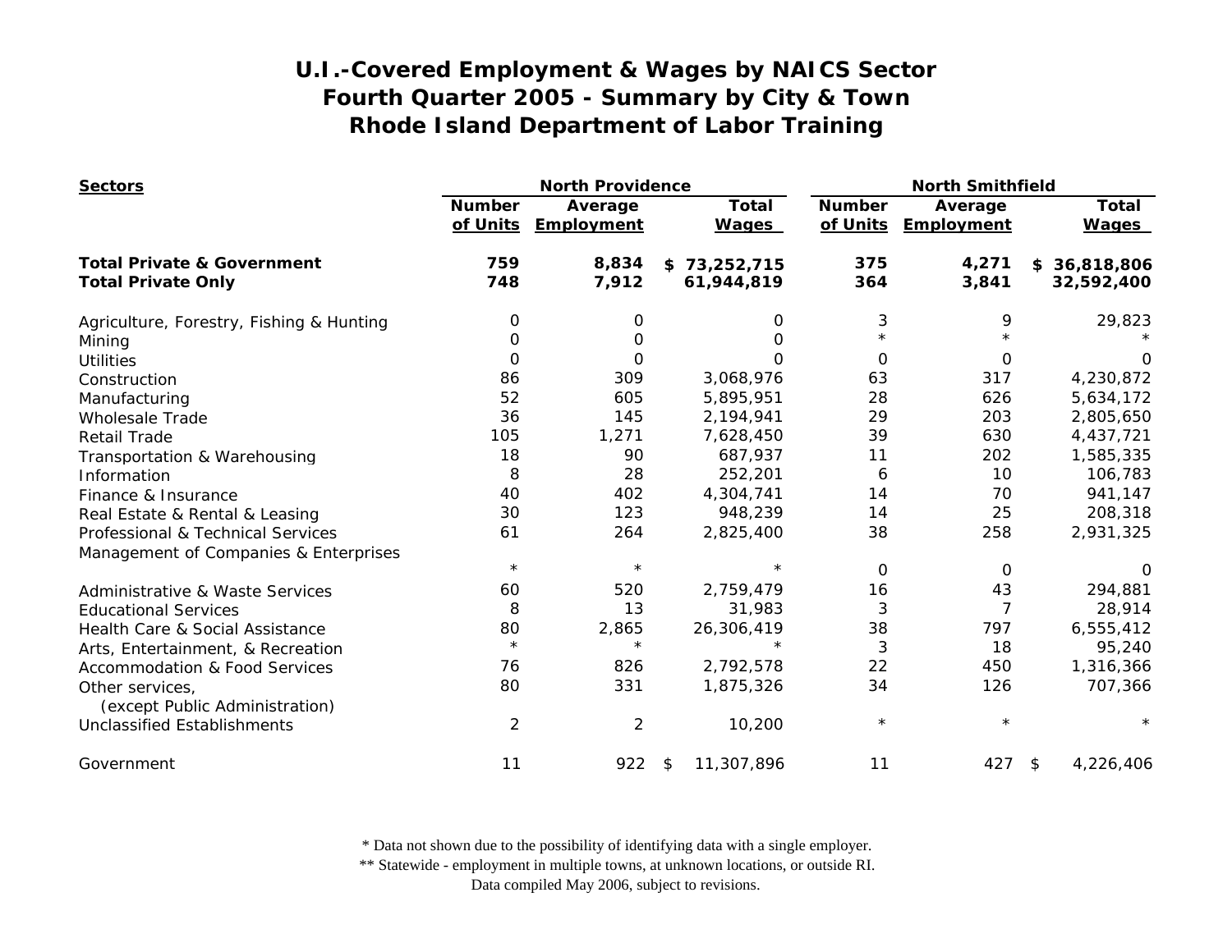# U.I.-Covered Employment & Wages by NAICS Sector
## Fourth Quarter 2005 - Summary by City & Town
## Rhode Island Department of Labor Training

| Sectors | North Providence | | | North Smithfield | | |
|---|---|---|---|---|---|---|
| | Number of Units | Average Employment | Total Wages | Number of Units | Average Employment | Total Wages |
| **Total Private & Government** | **759** | **8,834** | **$ 73,252,715** | **375** | **4,271** | **$ 36,818,806** |
| **Total Private Only** | **748** | **7,912** | **61,944,819** | **364** | **3,841** | **32,592,400** |
| Agriculture, Forestry, Fishing & Hunting | 0 | 0 | 0 | 3 | 9 | 29,823 |
| Mining | 0 | 0 | 0 | * | * | * |
| Utilities | 0 | 0 | 0 | 0 | 0 | 0 |
| Construction | 86 | 309 | 3,068,976 | 63 | 317 | 4,230,872 |
| Manufacturing | 52 | 605 | 5,895,951 | 28 | 626 | 5,634,172 |
| Wholesale Trade | 36 | 145 | 2,194,941 | 29 | 203 | 2,805,650 |
| Retail Trade | 105 | 1,271 | 7,628,450 | 39 | 630 | 4,437,721 |
| Transportation & Warehousing | 18 | 90 | 687,937 | 11 | 202 | 1,585,335 |
| Information | 8 | 28 | 252,201 | 6 | 10 | 106,783 |
| Finance & Insurance | 40 | 402 | 4,304,741 | 14 | 70 | 941,147 |
| Real Estate & Rental & Leasing | 30 | 123 | 948,239 | 14 | 25 | 208,318 |
| Professional & Technical Services | 61 | 264 | 2,825,400 | 38 | 258 | 2,931,325 |
| Management of Companies & Enterprises | * | * | * | 0 | 0 | 0 |
| Administrative & Waste Services | 60 | 520 | 2,759,479 | 16 | 43 | 294,881 |
| Educational Services | 8 | 13 | 31,983 | 3 | 7 | 28,914 |
| Health Care & Social Assistance | 80 | 2,865 | 26,306,419 | 38 | 797 | 6,555,412 |
| Arts, Entertainment, & Recreation | * | * | * | 3 | 18 | 95,240 |
| Accommodation & Food Services | 76 | 826 | 2,792,578 | 22 | 450 | 1,316,366 |
| Other services, (except Public Administration) | 80 | 331 | 1,875,326 | 34 | 126 | 707,366 |
| Unclassified Establishments | 2 | 2 | 10,200 | * | * | * |
| Government | 11 | 922 | $ 11,307,896 | 11 | 427 | $ 4,226,406 |

\* Data not shown due to the possibility of identifying data with a single employer.
\*\* Statewide - employment in multiple towns, at unknown locations, or outside RI.
Data compiled May 2006, subject to revisions.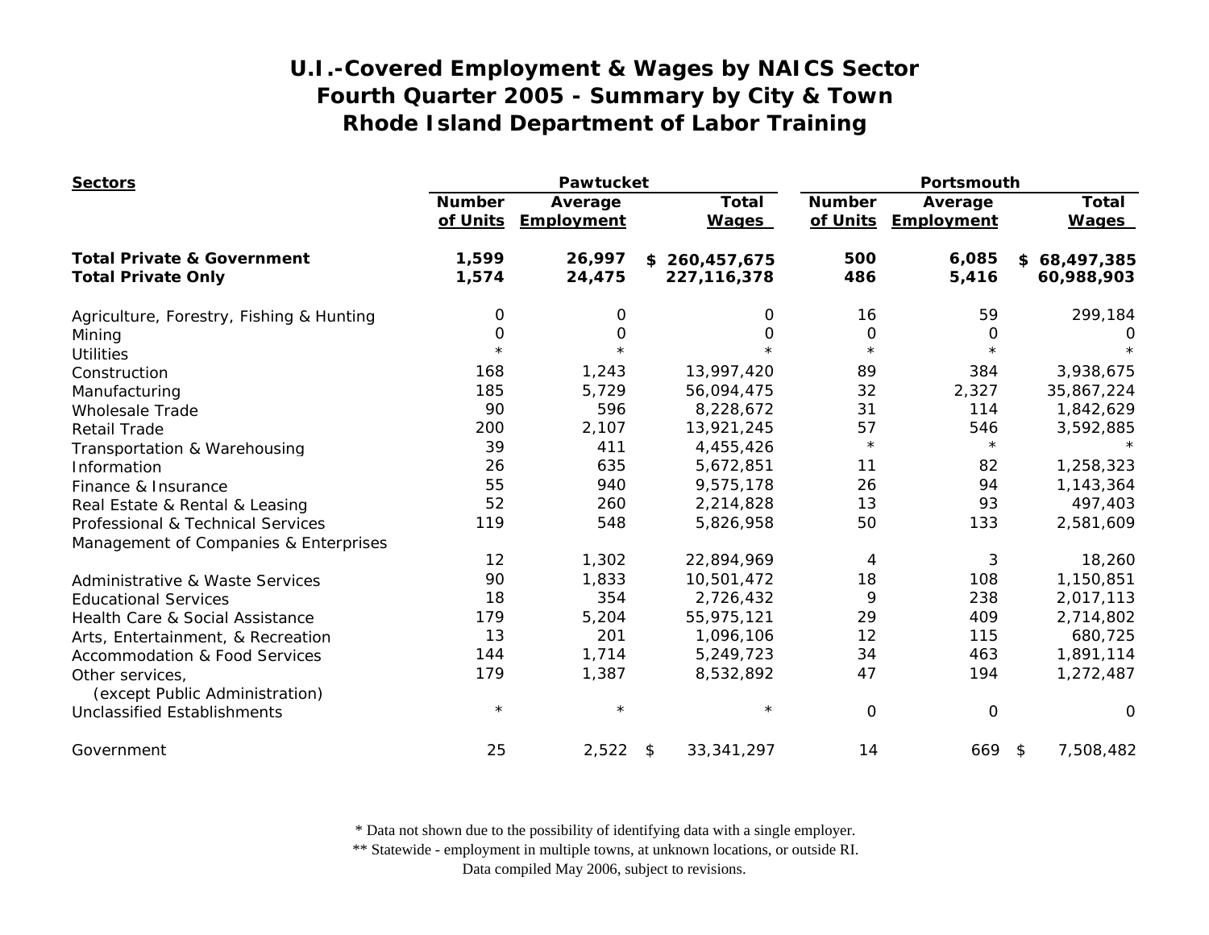# U.I.-Covered Employment & Wages by NAICS Sector
## Fourth Quarter 2005 - Summary by City & Town
## Rhode Island Department of Labor Training

| Sectors | Pawtucket Number of Units | Pawtucket Average Employment | Pawtucket Total Wages | Portsmouth Number of Units | Portsmouth Average Employment | Portsmouth Total Wages |
|---|---|---|---|---|---|---|
| **Total Private & Government** | **1,599** | **26,997** | **$ 260,457,675** | **500** | **6,085** | **$ 68,497,385** |
| **Total Private Only** | **1,574** | **24,475** | **227,116,378** | **486** | **5,416** | **60,988,903** |
| Agriculture, Forestry, Fishing & Hunting | 0 | 0 | 0 | 16 | 59 | 299,184 |
| Mining | 0 | 0 | 0 | 0 | 0 | 0 |
| Utilities | * | * | * | * | * | * |
| Construction | 168 | 1,243 | 13,997,420 | 89 | 384 | 3,938,675 |
| Manufacturing | 185 | 5,729 | 56,094,475 | 32 | 2,327 | 35,867,224 |
| Wholesale Trade | 90 | 596 | 8,228,672 | 31 | 114 | 1,842,629 |
| Retail Trade | 200 | 2,107 | 13,921,245 | 57 | 546 | 3,592,885 |
| Transportation & Warehousing | 39 | 411 | 4,455,426 | * | * | * |
| Information | 26 | 635 | 5,672,851 | 11 | 82 | 1,258,323 |
| Finance & Insurance | 55 | 940 | 9,575,178 | 26 | 94 | 1,143,364 |
| Real Estate & Rental & Leasing | 52 | 260 | 2,214,828 | 13 | 93 | 497,403 |
| Professional & Technical Services | 119 | 548 | 5,826,958 | 50 | 133 | 2,581,609 |
| Management of Companies & Enterprises | 12 | 1,302 | 22,894,969 | 4 | 3 | 18,260 |
| Administrative & Waste Services | 90 | 1,833 | 10,501,472 | 18 | 108 | 1,150,851 |
| Educational Services | 18 | 354 | 2,726,432 | 9 | 238 | 2,017,113 |
| Health Care & Social Assistance | 179 | 5,204 | 55,975,121 | 29 | 409 | 2,714,802 |
| Arts, Entertainment, & Recreation | 13 | 201 | 1,096,106 | 12 | 115 | 680,725 |
| Accommodation & Food Services | 144 | 1,714 | 5,249,723 | 34 | 463 | 1,891,114 |
| Other services, (except Public Administration) | 179 | 1,387 | 8,532,892 | 47 | 194 | 1,272,487 |
| Unclassified Establishments | * | * | * | 0 | 0 | 0 |
| Government | 25 | 2,522 | $ 33,341,297 | 14 | 669 | $ 7,508,482 |

\* Data not shown due to the possibility of identifying data with a single employer.
\** Statewide - employment in multiple towns, at unknown locations, or outside RI.
Data compiled May 2006, subject to revisions.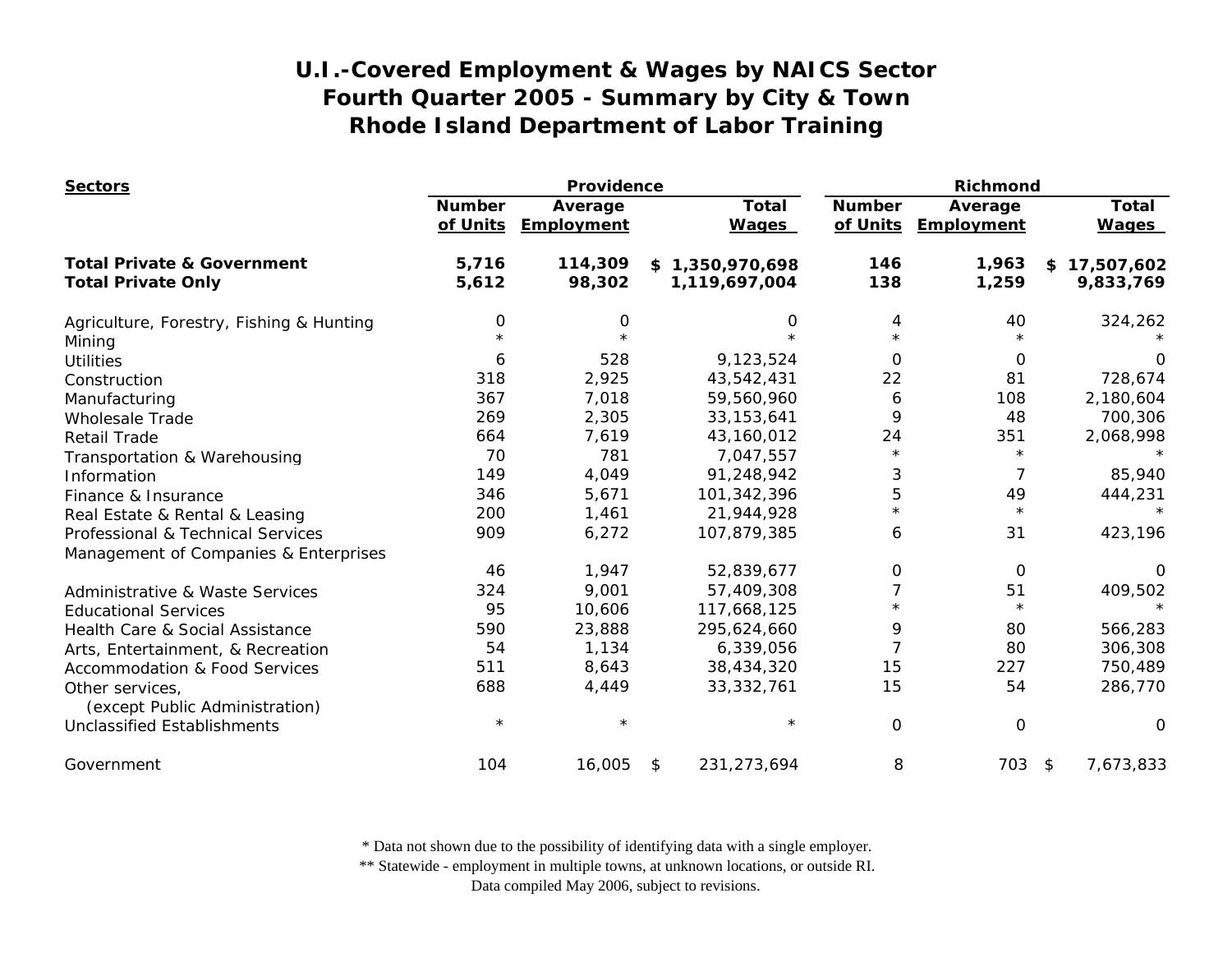# U.I.-Covered Employment & Wages by NAICS Sector
## Fourth Quarter 2005 - Summary by City & Town
## Rhode Island Department of Labor Training

| Sectors | Providence | | | Richmond | | |
|---|---|---|---|---|---|---|
| | Number of Units | Average Employment | Total Wages | Number of Units | Average Employment | Total Wages |
| **Total Private & Government** | **5,716** | **114,309** | **$ 1,350,970,698** | **146** | **1,963** | **$ 17,507,602** |
| **Total Private Only** | **5,612** | **98,302** | **1,119,697,004** | **138** | **1,259** | **9,833,769** |
| Agriculture, Forestry, Fishing & Hunting | 0 | 0 | 0 | 4 | 40 | 324,262 |
| Mining | * | * | * | * | * | * |
| Utilities | 6 | 528 | 9,123,524 | 0 | 0 | 0 |
| Construction | 318 | 2,925 | 43,542,431 | 22 | 81 | 728,674 |
| Manufacturing | 367 | 7,018 | 59,560,960 | 6 | 108 | 2,180,604 |
| Wholesale Trade | 269 | 2,305 | 33,153,641 | 9 | 48 | 700,306 |
| Retail Trade | 664 | 7,619 | 43,160,012 | 24 | 351 | 2,068,998 |
| Transportation & Warehousing | 70 | 781 | 7,047,557 | * | * | * |
| Information | 149 | 4,049 | 91,248,942 | 3 | 7 | 85,940 |
| Finance & Insurance | 346 | 5,671 | 101,342,396 | 5 | 49 | 444,231 |
| Real Estate & Rental & Leasing | 200 | 1,461 | 21,944,928 | * | * | * |
| Professional & Technical Services | 909 | 6,272 | 107,879,385 | 6 | 31 | 423,196 |
| Management of Companies & Enterprises | 46 | 1,947 | 52,839,677 | 0 | 0 | 0 |
| Administrative & Waste Services | 324 | 9,001 | 57,409,308 | 7 | 51 | 409,502 |
| Educational Services | 95 | 10,606 | 117,668,125 | * | * | * |
| Health Care & Social Assistance | 590 | 23,888 | 295,624,660 | 9 | 80 | 566,283 |
| Arts, Entertainment, & Recreation | 54 | 1,134 | 6,339,056 | 7 | 80 | 306,308 |
| Accommodation & Food Services | 511 | 8,643 | 38,434,320 | 15 | 227 | 750,489 |
| Other services, (except Public Administration) | 688 | 4,449 | 33,332,761 | 15 | 54 | 286,770 |
| Unclassified Establishments | * | * | * | 0 | 0 | 0 |
| Government | 104 | 16,005 | $ 231,273,694 | 8 | 703 | $ 7,673,833 |

\* Data not shown due to the possibility of identifying data with a single employer.
** Statewide - employment in multiple towns, at unknown locations, or outside RI.
Data compiled May 2006, subject to revisions.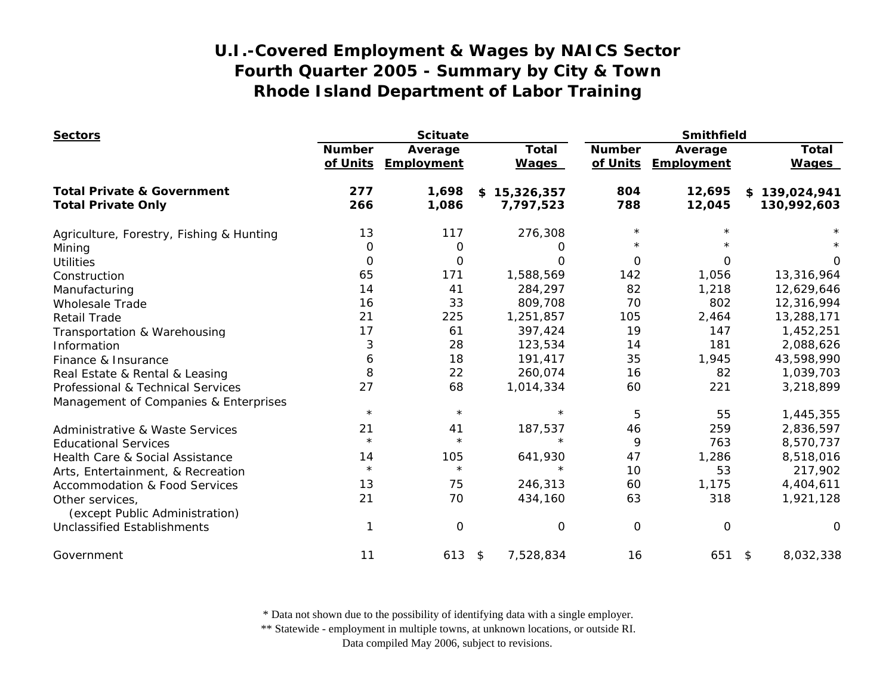# U.I.-Covered Employment & Wages by NAICS Sector
## Fourth Quarter 2005 - Summary by City & Town
## Rhode Island Department of Labor Training

| Sectors | Scituate | | | Smithfield | | |
|---|---|---|---|---|---|---|
| | Number of Units | Average Employment | Total Wages | Number of Units | Average Employment | Total Wages |
| **Total Private & Government** | **277** | **1,698** | **$ 15,326,357** | **804** | **12,695** | **$ 139,024,941** |
| **Total Private Only** | **266** | **1,086** | **7,797,523** | **788** | **12,045** | **130,992,603** |
| Agriculture, Forestry, Fishing & Hunting | 13 | 117 | 276,308 | * | * | * |
| Mining | 0 | 0 | 0 | * | * | * |
| Utilities | 0 | 0 | 0 | 0 | 0 | 0 |
| Construction | 65 | 171 | 1,588,569 | 142 | 1,056 | 13,316,964 |
| Manufacturing | 14 | 41 | 284,297 | 82 | 1,218 | 12,629,646 |
| Wholesale Trade | 16 | 33 | 809,708 | 70 | 802 | 12,316,994 |
| Retail Trade | 21 | 225 | 1,251,857 | 105 | 2,464 | 13,288,171 |
| Transportation & Warehousing | 17 | 61 | 397,424 | 19 | 147 | 1,452,251 |
| Information | 3 | 28 | 123,534 | 14 | 181 | 2,088,626 |
| Finance & Insurance | 6 | 18 | 191,417 | 35 | 1,945 | 43,598,990 |
| Real Estate & Rental & Leasing | 8 | 22 | 260,074 | 16 | 82 | 1,039,703 |
| Professional & Technical Services | 27 | 68 | 1,014,334 | 60 | 221 | 3,218,899 |
| Management of Companies & Enterprises | * | * | * | 5 | 55 | 1,445,355 |
| Administrative & Waste Services | 21 | 41 | 187,537 | 46 | 259 | 2,836,597 |
| Educational Services | * | * | * | 9 | 763 | 8,570,737 |
| Health Care & Social Assistance | 14 | 105 | 641,930 | 47 | 1,286 | 8,518,016 |
| Arts, Entertainment, & Recreation | * | * | * | 10 | 53 | 217,902 |
| Accommodation & Food Services | 13 | 75 | 246,313 | 60 | 1,175 | 4,404,611 |
| Other services, (except Public Administration) | 21 | 70 | 434,160 | 63 | 318 | 1,921,128 |
| Unclassified Establishments | 1 | 0 | 0 | 0 | 0 | 0 |
| Government | 11 | 613 | $ 7,528,834 | 16 | 651 | $ 8,032,338 |

\* Data not shown due to the possibility of identifying data with a single employer.
\** Statewide - employment in multiple towns, at unknown locations, or outside RI.
Data compiled May 2006, subject to revisions.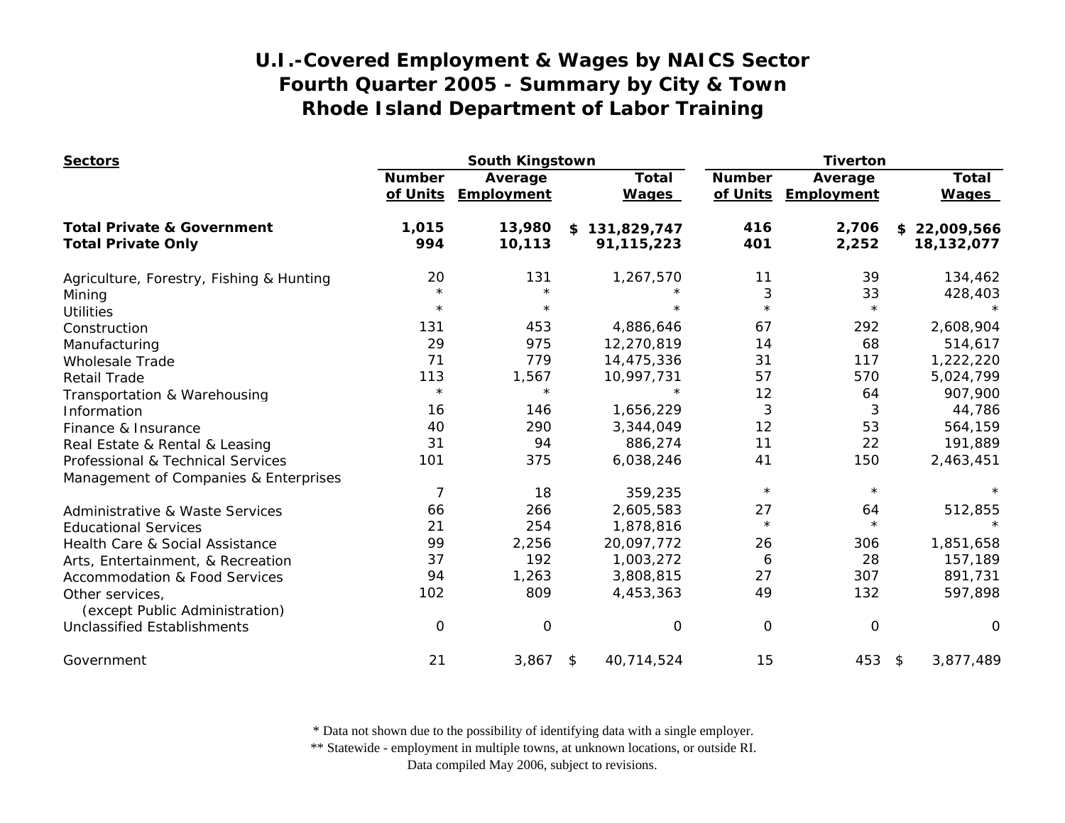# U.I.-Covered Employment & Wages by NAICS Sector
## Fourth Quarter 2005 - Summary by City & Town
## Rhode Island Department of Labor Training

| Sectors | South Kingstown | | | Tiverton | | |
|---|---|---|---|---|---|---|
| | Number of Units | Average Employment | Total Wages | Number of Units | Average Employment | Total Wages |
| **Total Private & Government** | **1,015** | **13,980** | **$ 131,829,747** | **416** | **2,706** | **$ 22,009,566** |
| **Total Private Only** | **994** | **10,113** | **91,115,223** | **401** | **2,252** | **18,132,077** |
| Agriculture, Forestry, Fishing & Hunting | 20 | 131 | 1,267,570 | 11 | 39 | 134,462 |
| Mining | * | * | * | 3 | 33 | 428,403 |
| Utilities | * | * | * | * | * | * |
| Construction | 131 | 453 | 4,886,646 | 67 | 292 | 2,608,904 |
| Manufacturing | 29 | 975 | 12,270,819 | 14 | 68 | 514,617 |
| Wholesale Trade | 71 | 779 | 14,475,336 | 31 | 117 | 1,222,220 |
| Retail Trade | 113 | 1,567 | 10,997,731 | 57 | 570 | 5,024,799 |
| Transportation & Warehousing | * | * | * | 12 | 64 | 907,900 |
| Information | 16 | 146 | 1,656,229 | 3 | 3 | 44,786 |
| Finance & Insurance | 40 | 290 | 3,344,049 | 12 | 53 | 564,159 |
| Real Estate & Rental & Leasing | 31 | 94 | 886,274 | 11 | 22 | 191,889 |
| Professional & Technical Services | 101 | 375 | 6,038,246 | 41 | 150 | 2,463,451 |
| Management of Companies & Enterprises | 7 | 18 | 359,235 | * | * | * |
| Administrative & Waste Services | 66 | 266 | 2,605,583 | 27 | 64 | 512,855 |
| Educational Services | 21 | 254 | 1,878,816 | * | * | * |
| Health Care & Social Assistance | 99 | 2,256 | 20,097,772 | 26 | 306 | 1,851,658 |
| Arts, Entertainment, & Recreation | 37 | 192 | 1,003,272 | 6 | 28 | 157,189 |
| Accommodation & Food Services | 94 | 1,263 | 3,808,815 | 27 | 307 | 891,731 |
| Other services, (except Public Administration) | 102 | 809 | 4,453,363 | 49 | 132 | 597,898 |
| Unclassified Establishments | 0 | 0 | 0 | 0 | 0 | 0 |
| Government | 21 | 3,867 | $ 40,714,524 | 15 | 453 | $ 3,877,489 |

\* Data not shown due to the possibility of identifying data with a single employer.

\*\* Statewide - employment in multiple towns, at unknown locations, or outside RI.

Data compiled May 2006, subject to revisions.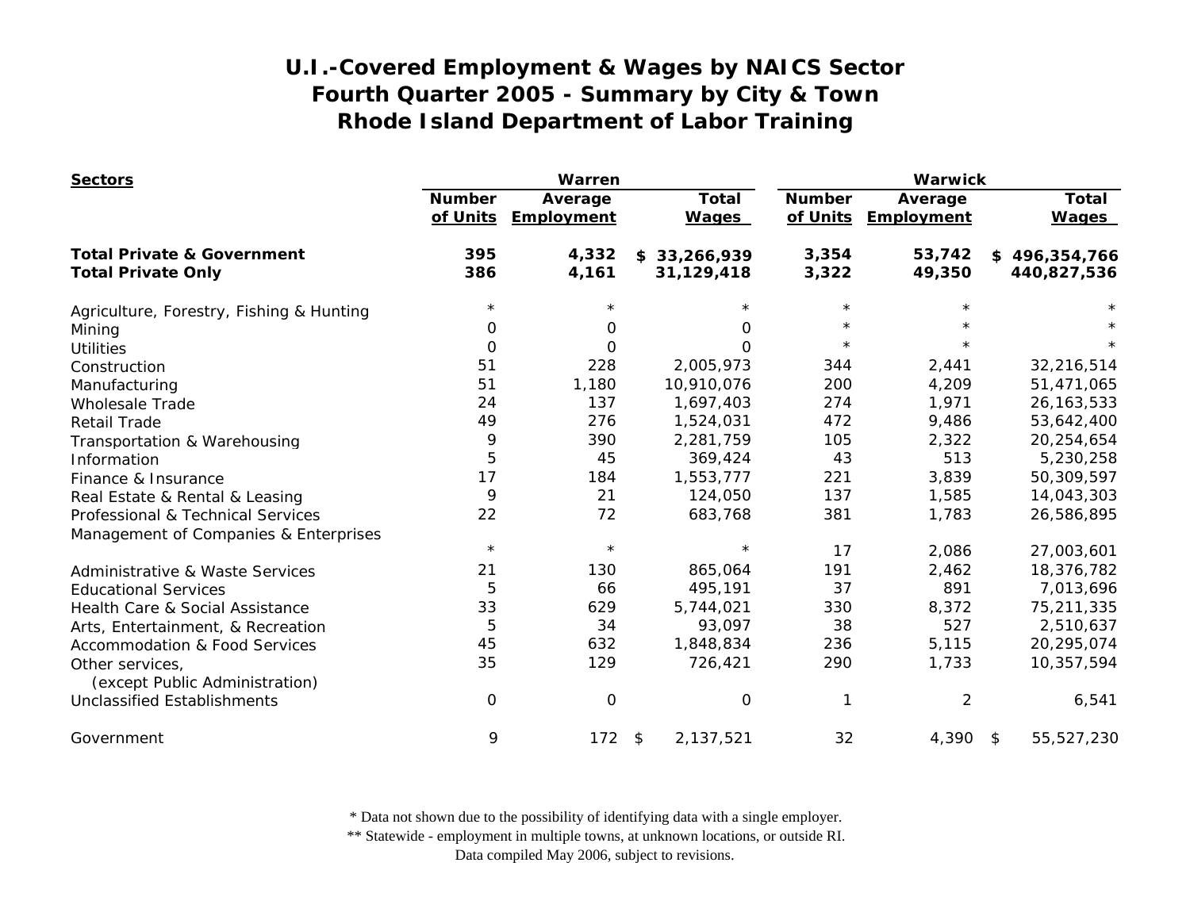# U.I.-Covered Employment & Wages by NAICS Sector
## Fourth Quarter 2005 - Summary by City & Town
## Rhode Island Department of Labor Training

| Sectors | Warren | | | Warwick | | |
|---|---|---|---|---|---|---|
| | Number of Units | Average Employment | Total Wages | Number of Units | Average Employment | Total Wages |
| **Total Private & Government** | **395** | **4,332** | **$ 33,266,939** | **3,354** | **53,742** | **$ 496,354,766** |
| **Total Private Only** | **386** | **4,161** | **31,129,418** | **3,322** | **49,350** | **440,827,536** |
| Agriculture, Forestry, Fishing & Hunting | * | * | * | * | * | * |
| Mining | 0 | 0 | 0 | * | * | * |
| Utilities | 0 | 0 | 0 | * | * | * |
| Construction | 51 | 228 | 2,005,973 | 344 | 2,441 | 32,216,514 |
| Manufacturing | 51 | 1,180 | 10,910,076 | 200 | 4,209 | 51,471,065 |
| Wholesale Trade | 24 | 137 | 1,697,403 | 274 | 1,971 | 26,163,533 |
| Retail Trade | 49 | 276 | 1,524,031 | 472 | 9,486 | 53,642,400 |
| Transportation & Warehousing | 9 | 390 | 2,281,759 | 105 | 2,322 | 20,254,654 |
| Information | 5 | 45 | 369,424 | 43 | 513 | 5,230,258 |
| Finance & Insurance | 17 | 184 | 1,553,777 | 221 | 3,839 | 50,309,597 |
| Real Estate & Rental & Leasing | 9 | 21 | 124,050 | 137 | 1,585 | 14,043,303 |
| Professional & Technical Services | 22 | 72 | 683,768 | 381 | 1,783 | 26,586,895 |
| Management of Companies & Enterprises | * | * | * | 17 | 2,086 | 27,003,601 |
| Administrative & Waste Services | 21 | 130 | 865,064 | 191 | 2,462 | 18,376,782 |
| Educational Services | 5 | 66 | 495,191 | 37 | 891 | 7,013,696 |
| Health Care & Social Assistance | 33 | 629 | 5,744,021 | 330 | 8,372 | 75,211,335 |
| Arts, Entertainment, & Recreation | 5 | 34 | 93,097 | 38 | 527 | 2,510,637 |
| Accommodation & Food Services | 45 | 632 | 1,848,834 | 236 | 5,115 | 20,295,074 |
| Other services, (except Public Administration) | 35 | 129 | 726,421 | 290 | 1,733 | 10,357,594 |
| Unclassified Establishments | 0 | 0 | 0 | 1 | 2 | 6,541 |
| Government | 9 | 172 | $ 2,137,521 | 32 | 4,390 | $ 55,527,230 |

\* Data not shown due to the possibility of identifying data with a single employer.
\*\* Statewide - employment in multiple towns, at unknown locations, or outside RI.
Data compiled May 2006, subject to revisions.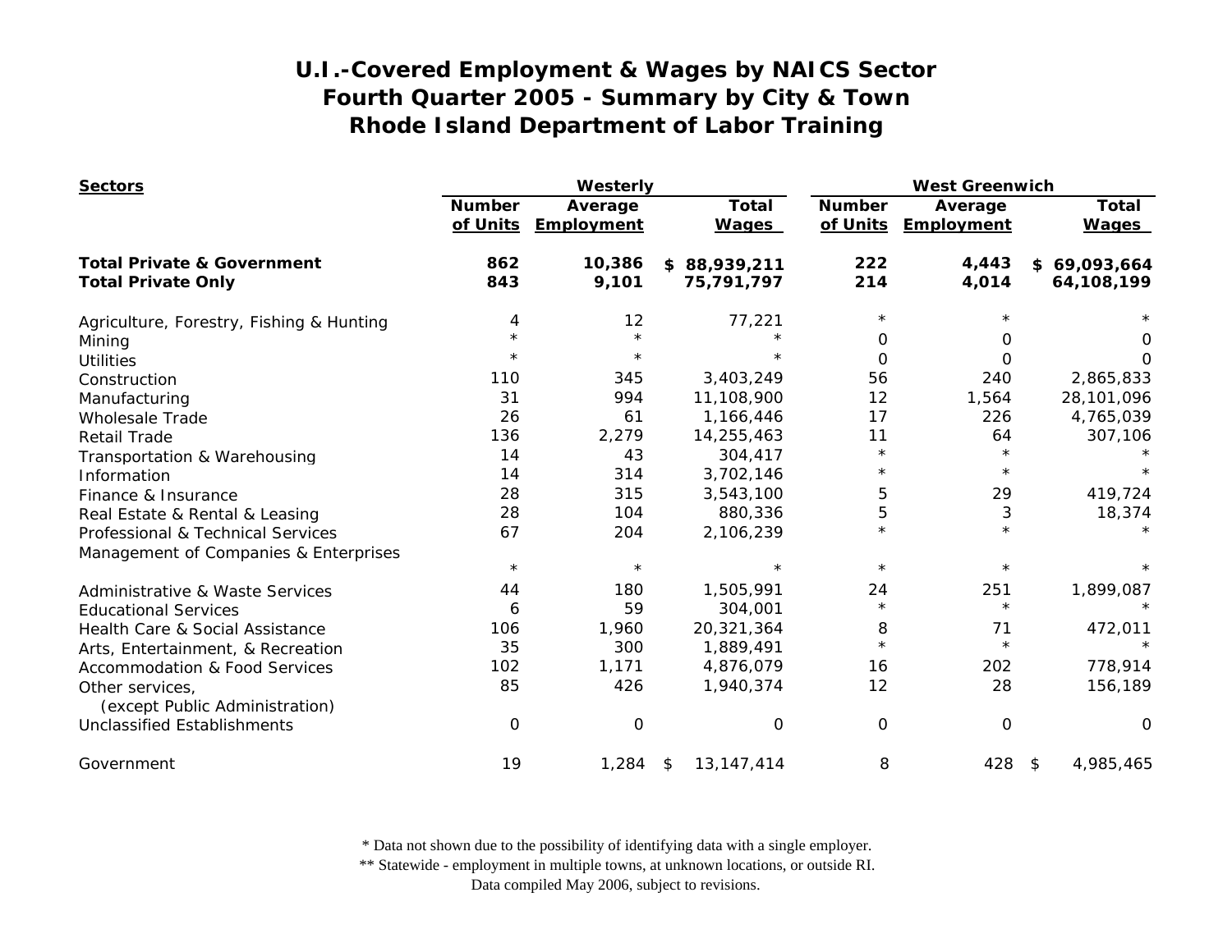# U.I.-Covered Employment & Wages by NAICS Sector
## Fourth Quarter 2005 - Summary by City & Town
## Rhode Island Department of Labor Training

| Sectors | Westerly | | | West Greenwich | | |
|---|---|---|---|---|---|---|
| | Number of Units | Average Employment | Total Wages | Number of Units | Average Employment | Total Wages |
| **Total Private & Government** | **862** | **10,386** | **$ 88,939,211** | **222** | **4,443** | **$ 69,093,664** |
| **Total Private Only** | **843** | **9,101** | **75,791,797** | **214** | **4,014** | **64,108,199** |
| Agriculture, Forestry, Fishing & Hunting | 4 | 12 | 77,221 | * | * | * |
| Mining | * | * | * | 0 | 0 | 0 |
| Utilities | * | * | * | 0 | 0 | 0 |
| Construction | 110 | 345 | 3,403,249 | 56 | 240 | 2,865,833 |
| Manufacturing | 31 | 994 | 11,108,900 | 12 | 1,564 | 28,101,096 |
| Wholesale Trade | 26 | 61 | 1,166,446 | 17 | 226 | 4,765,039 |
| Retail Trade | 136 | 2,279 | 14,255,463 | 11 | 64 | 307,106 |
| Transportation & Warehousing | 14 | 43 | 304,417 | * | * | * |
| Information | 14 | 314 | 3,702,146 | * | * | * |
| Finance & Insurance | 28 | 315 | 3,543,100 | 5 | 29 | 419,724 |
| Real Estate & Rental & Leasing | 28 | 104 | 880,336 | 5 | 3 | 18,374 |
| Professional & Technical Services | 67 | 204 | 2,106,239 | * | * | * |
| Management of Companies & Enterprises | * | * | * | * | * | * |
| Administrative & Waste Services | 44 | 180 | 1,505,991 | 24 | 251 | 1,899,087 |
| Educational Services | 6 | 59 | 304,001 | * | * | * |
| Health Care & Social Assistance | 106 | 1,960 | 20,321,364 | 8 | 71 | 472,011 |
| Arts, Entertainment, & Recreation | 35 | 300 | 1,889,491 | * | * | * |
| Accommodation & Food Services | 102 | 1,171 | 4,876,079 | 16 | 202 | 778,914 |
| Other services, (except Public Administration) | 85 | 426 | 1,940,374 | 12 | 28 | 156,189 |
| Unclassified Establishments | 0 | 0 | 0 | 0 | 0 | 0 |
| Government | 19 | 1,284 | $ 13,147,414 | 8 | 428 | $ 4,985,465 |

\* Data not shown due to the possibility of identifying data with a single employer.
\*\* Statewide - employment in multiple towns, at unknown locations, or outside RI.
Data compiled May 2006, subject to revisions.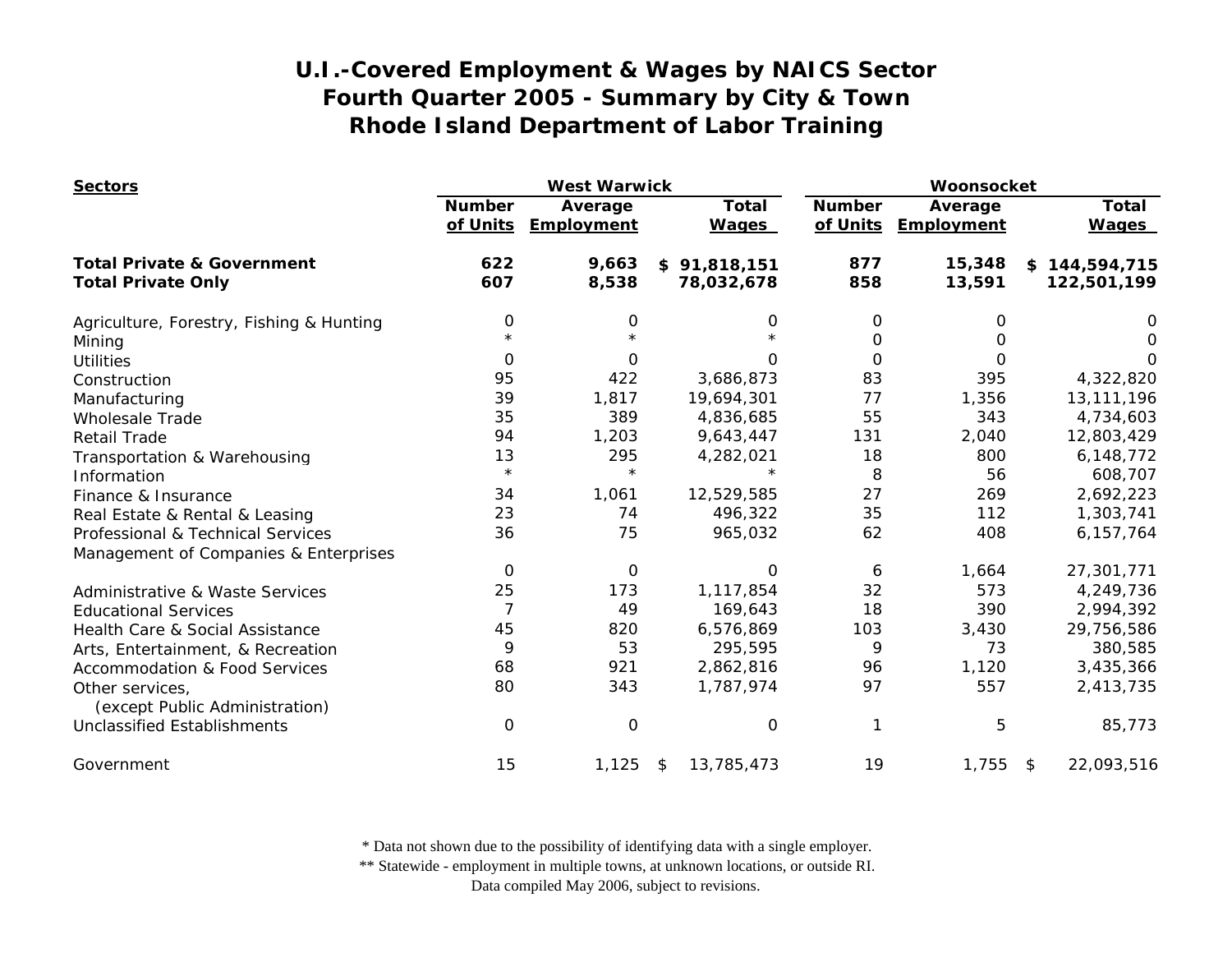# U.I.-Covered Employment & Wages by NAICS Sector
## Fourth Quarter 2005 - Summary by City & Town
## Rhode Island Department of Labor Training

| Sectors | West Warwick | | | Woonsocket | | |
|---|---|---|---|---|---|---|
| | Number of Units | Average Employment | Total Wages | Number of Units | Average Employment | Total Wages |
| **Total Private & Government** | **622** | **9,663** | **$ 91,818,151** | **877** | **15,348** | **$ 144,594,715** |
| **Total Private Only** | **607** | **8,538** | **78,032,678** | **858** | **13,591** | **122,501,199** |
| Agriculture, Forestry, Fishing & Hunting | 0 | 0 | 0 | 0 | 0 | 0 |
| Mining | * | * | * | 0 | 0 | 0 |
| Utilities | 0 | 0 | 0 | 0 | 0 | 0 |
| Construction | 95 | 422 | 3,686,873 | 83 | 395 | 4,322,820 |
| Manufacturing | 39 | 1,817 | 19,694,301 | 77 | 1,356 | 13,111,196 |
| Wholesale Trade | 35 | 389 | 4,836,685 | 55 | 343 | 4,734,603 |
| Retail Trade | 94 | 1,203 | 9,643,447 | 131 | 2,040 | 12,803,429 |
| Transportation & Warehousing | 13 | 295 | 4,282,021 | 18 | 800 | 6,148,772 |
| Information | * | * | * | 8 | 56 | 608,707 |
| Finance & Insurance | 34 | 1,061 | 12,529,585 | 27 | 269 | 2,692,223 |
| Real Estate & Rental & Leasing | 23 | 74 | 496,322 | 35 | 112 | 1,303,741 |
| Professional & Technical Services | 36 | 75 | 965,032 | 62 | 408 | 6,157,764 |
| Management of Companies & Enterprises | 0 | 0 | 0 | 6 | 1,664 | 27,301,771 |
| Administrative & Waste Services | 25 | 173 | 1,117,854 | 32 | 573 | 4,249,736 |
| Educational Services | 7 | 49 | 169,643 | 18 | 390 | 2,994,392 |
| Health Care & Social Assistance | 45 | 820 | 6,576,869 | 103 | 3,430 | 29,756,586 |
| Arts, Entertainment, & Recreation | 9 | 53 | 295,595 | 9 | 73 | 380,585 |
| Accommodation & Food Services | 68 | 921 | 2,862,816 | 96 | 1,120 | 3,435,366 |
| Other services, (except Public Administration) | 80 | 343 | 1,787,974 | 97 | 557 | 2,413,735 |
| Unclassified Establishments | 0 | 0 | 0 | 1 | 5 | 85,773 |
| Government | 15 | 1,125 | $ 13,785,473 | 19 | 1,755 | $ 22,093,516 |

\* Data not shown due to the possibility of identifying data with a single employer.

\*\* Statewide - employment in multiple towns, at unknown locations, or outside RI.

Data compiled May 2006, subject to revisions.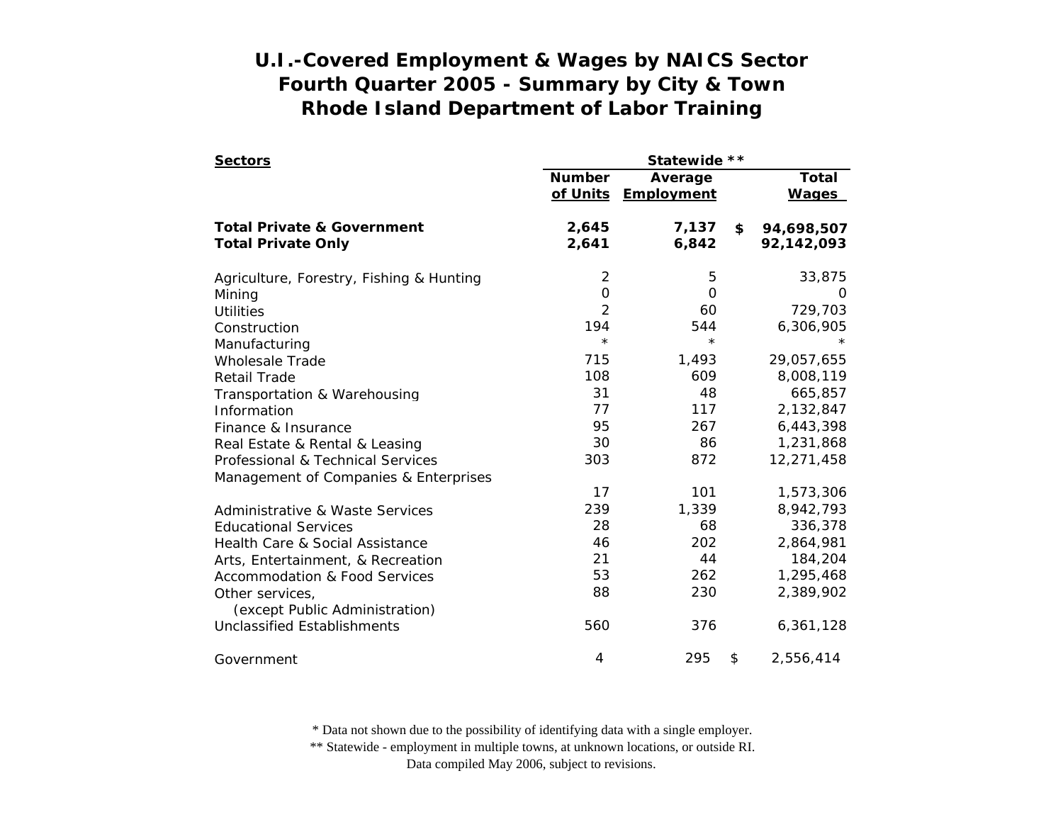# U.I.-Covered Employment & Wages by NAICS Sector
# Fourth Quarter 2005 - Summary by City & Town
# Rhode Island Department of Labor Training

| Sectors | Statewide ** | | |
|---|---|---|---|
| | Number of Units | Average Employment | Total Wages |
| **Total Private & Government** | **2,645** | **7,137** | **$ 94,698,507** |
| **Total Private Only** | **2,641** | **6,842** | **92,142,093** |
| Agriculture, Forestry, Fishing & Hunting | 2 | 5 | 33,875 |
| Mining | 0 | 0 | 0 |
| Utilities | 2 | 60 | 729,703 |
| Construction | 194 | 544 | 6,306,905 |
| Manufacturing | * | * | * |
| Wholesale Trade | 715 | 1,493 | 29,057,655 |
| Retail Trade | 108 | 609 | 8,008,119 |
| Transportation & Warehousing | 31 | 48 | 665,857 |
| Information | 77 | 117 | 2,132,847 |
| Finance & Insurance | 95 | 267 | 6,443,398 |
| Real Estate & Rental & Leasing | 30 | 86 | 1,231,868 |
| Professional & Technical Services | 303 | 872 | 12,271,458 |
| Management of Companies & Enterprises | 17 | 101 | 1,573,306 |
| Administrative & Waste Services | 239 | 1,339 | 8,942,793 |
| Educational Services | 28 | 68 | 336,378 |
| Health Care & Social Assistance | 46 | 202 | 2,864,981 |
| Arts, Entertainment, & Recreation | 21 | 44 | 184,204 |
| Accommodation & Food Services | 53 | 262 | 1,295,468 |
| Other services, (except Public Administration) | 88 | 230 | 2,389,902 |
| Unclassified Establishments | 560 | 376 | 6,361,128 |
| Government | 4 | 295 | $ 2,556,414 |

\* Data not shown due to the possibility of identifying data with a single employer.

** Statewide - employment in multiple towns, at unknown locations, or outside RI.

Data compiled May 2006, subject to revisions.